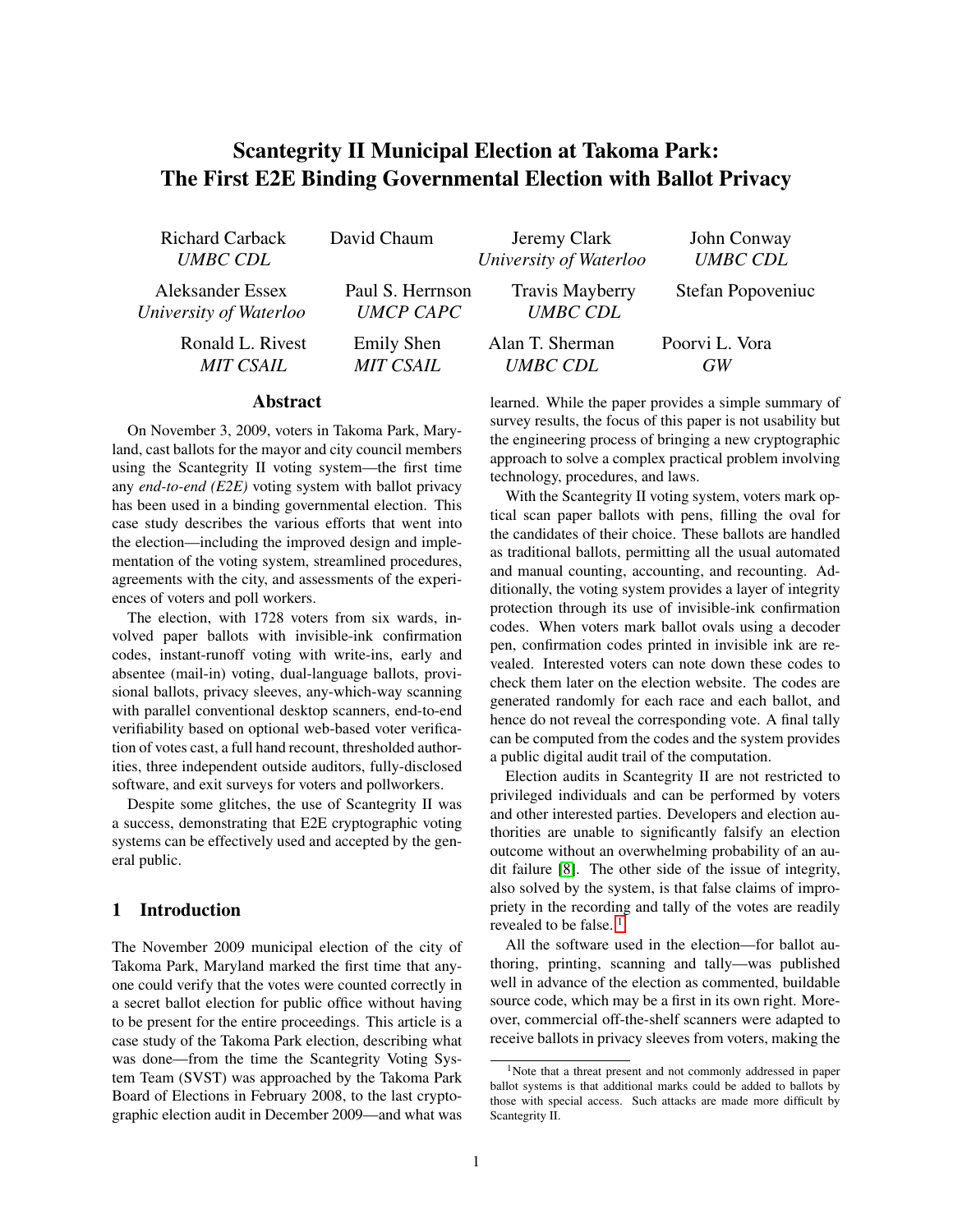# Scantegrity II Municipal Election at Takoma Park: The First E2E Binding Governmental Election with Ballot Privacy

Richard Carback, *UMBC CDL*
David Chaum
Jeremy Clark, *University of Waterloo*
John Conway, *UMBC CDL*
Aleksander Essex, *University of Waterloo*
Paul S. Herrnson, *UMCP CAPC*
Travis Mayberry, *UMBC CDL*
Stefan Popoveniuc
Ronald L. Rivest, *MIT CSAIL*
Emily Shen, *MIT CSAIL*
Alan T. Sherman, *UMBC CDL*
Poorvi L. Vora, *GW*

## Abstract

On November 3, 2009, voters in Takoma Park, Maryland, cast ballots for the mayor and city council members using the Scantegrity II voting system—the first time any *end-to-end (E2E)* voting system with ballot privacy has been used in a binding governmental election. This case study describes the various efforts that went into the election—including the improved design and implementation of the voting system, streamlined procedures, agreements with the city, and assessments of the experiences of voters and poll workers.

The election, with 1728 voters from six wards, involved paper ballots with invisible-ink confirmation codes, instant-runoff voting with write-ins, early and absentee (mail-in) voting, dual-language ballots, provisional ballots, privacy sleeves, any-which-way scanning with parallel conventional desktop scanners, end-to-end verifiability based on optional web-based voter verification of votes cast, a full hand recount, thresholded authorities, three independent outside auditors, fully-disclosed software, and exit surveys for voters and pollworkers.

Despite some glitches, the use of Scantegrity II was a success, demonstrating that E2E cryptographic voting systems can be effectively used and accepted by the general public.

## 1 Introduction

The November 2009 municipal election of the city of Takoma Park, Maryland marked the first time that anyone could verify that the votes were counted correctly in a secret ballot election for public office without having to be present for the entire proceedings. This article is a case study of the Takoma Park election, describing what was done—from the time the Scantegrity Voting System Team (SVST) was approached by the Takoma Park Board of Elections in February 2008, to the last cryptographic election audit in December 2009—and what was learned. While the paper provides a simple summary of survey results, the focus of this paper is not usability but the engineering process of bringing a new cryptographic approach to solve a complex practical problem involving technology, procedures, and laws.

With the Scantegrity II voting system, voters mark optical scan paper ballots with pens, filling the oval for the candidates of their choice. These ballots are handled as traditional ballots, permitting all the usual automated and manual counting, accounting, and recounting. Additionally, the voting system provides a layer of integrity protection through its use of invisible-ink confirmation codes. When voters mark ballot ovals using a decoder pen, confirmation codes printed in invisible ink are revealed. Interested voters can note down these codes to check them later on the election website. The codes are generated randomly for each race and each ballot, and hence do not reveal the corresponding vote. A final tally can be computed from the codes and the system provides a public digital audit trail of the computation.

Election audits in Scantegrity II are not restricted to privileged individuals and can be performed by voters and other interested parties. Developers and election authorities are unable to significantly falsify an election outcome without an overwhelming probability of an audit failure [8]. The other side of the issue of integrity, also solved by the system, is that false claims of impropriety in the recording and tally of the votes are readily revealed to be false. [1]

All the software used in the election—for ballot authoring, printing, scanning and tally—was published well in advance of the election as commented, buildable source code, which may be a first in its own right. Moreover, commercial off-the-shelf scanners were adapted to receive ballots in privacy sleeves from voters, making the

[1] Note that a threat present and not commonly addressed in paper ballot systems is that additional marks could be added to ballots by those with special access. Such attacks are made more difficult by Scantegrity II.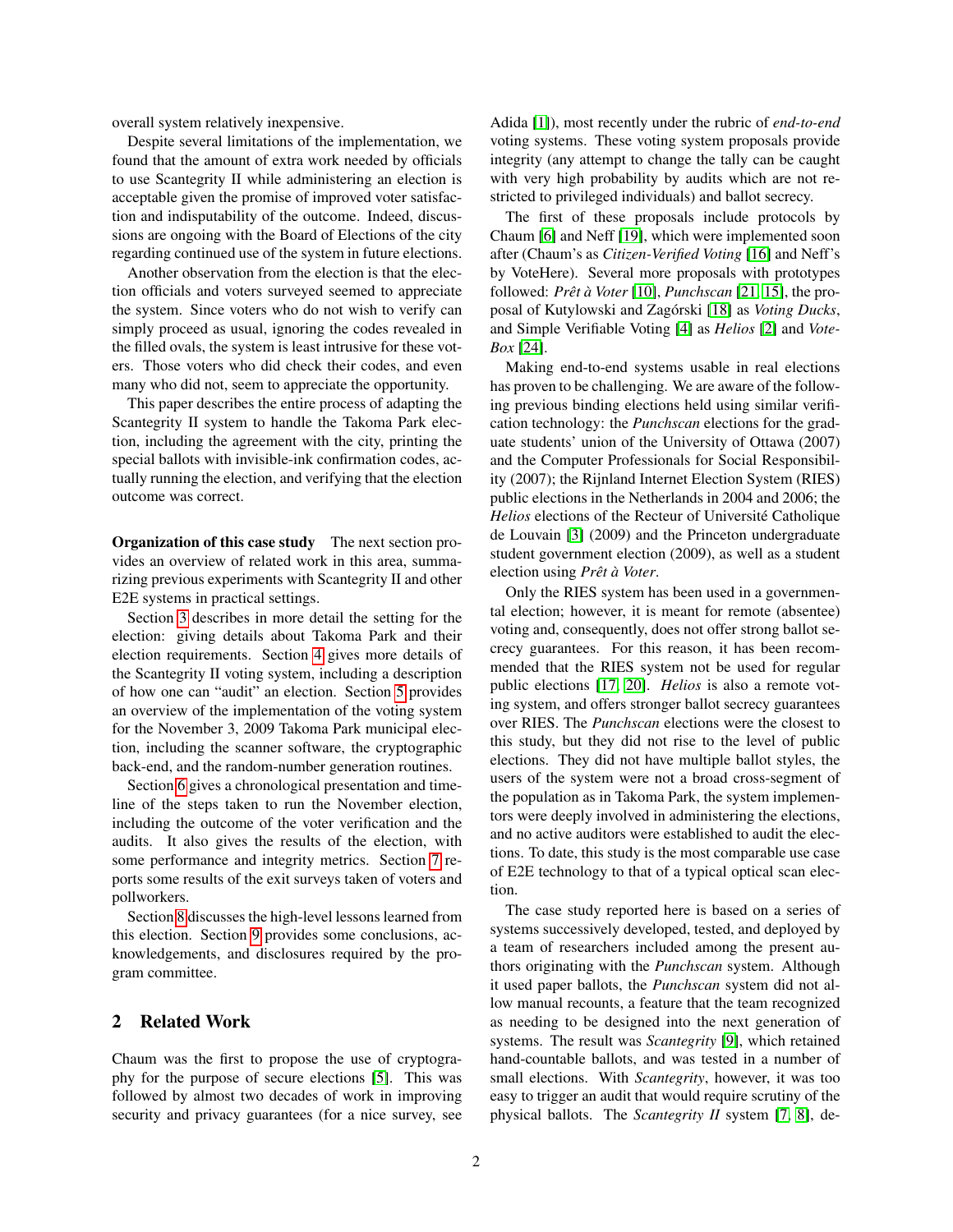overall system relatively inexpensive.

Despite several limitations of the implementation, we found that the amount of extra work needed by officials to use Scantegrity II while administering an election is acceptable given the promise of improved voter satisfaction and indisputability of the outcome. Indeed, discussions are ongoing with the Board of Elections of the city regarding continued use of the system in future elections.

Another observation from the election is that the election officials and voters surveyed seemed to appreciate the system. Since voters who do not wish to verify can simply proceed as usual, ignoring the codes revealed in the filled ovals, the system is least intrusive for these voters. Those voters who did check their codes, and even many who did not, seem to appreciate the opportunity.

This paper describes the entire process of adapting the Scantegrity II system to handle the Takoma Park election, including the agreement with the city, printing the special ballots with invisible-ink confirmation codes, actually running the election, and verifying that the election outcome was correct.

**Organization of this case study** The next section provides an overview of related work in this area, summarizing previous experiments with Scantegrity II and other E2E systems in practical settings.

Section 3 describes in more detail the setting for the election: giving details about Takoma Park and their election requirements. Section 4 gives more details of the Scantegrity II voting system, including a description of how one can "audit" an election. Section 5 provides an overview of the implementation of the voting system for the November 3, 2009 Takoma Park municipal election, including the scanner software, the cryptographic back-end, and the random-number generation routines.

Section 6 gives a chronological presentation and timeline of the steps taken to run the November election, including the outcome of the voter verification and the audits. It also gives the results of the election, with some performance and integrity metrics. Section 7 reports some results of the exit surveys taken of voters and pollworkers.

Section 8 discusses the high-level lessons learned from this election. Section 9 provides some conclusions, acknowledgements, and disclosures required by the program committee.

## 2 Related Work

Chaum was the first to propose the use of cryptography for the purpose of secure elections [5]. This was followed by almost two decades of work in improving security and privacy guarantees (for a nice survey, see Adida [1]), most recently under the rubric of *end-to-end* voting systems. These voting system proposals provide integrity (any attempt to change the tally can be caught with very high probability by audits which are not restricted to privileged individuals) and ballot secrecy.

The first of these proposals include protocols by Chaum [6] and Neff [19], which were implemented soon after (Chaum's as *Citizen-Verified Voting* [16] and Neff's by VoteHere). Several more proposals with prototypes followed: *Prêt à Voter* [10], *Punchscan* [21, 15], the proposal of Kutylowski and Zagórski [18] as *Voting Ducks*, and Simple Verifiable Voting [4] as *Helios* [2] and *VoteBox* [24].

Making end-to-end systems usable in real elections has proven to be challenging. We are aware of the following previous binding elections held using similar verification technology: the *Punchscan* elections for the graduate students' union of the University of Ottawa (2007) and the Computer Professionals for Social Responsibility (2007); the Rijnland Internet Election System (RIES) public elections in the Netherlands in 2004 and 2006; the *Helios* elections of the Recteur of Université Catholique de Louvain [3] (2009) and the Princeton undergraduate student government election (2009), as well as a student election using *Prêt à Voter*.

Only the RIES system has been used in a governmental election; however, it is meant for remote (absentee) voting and, consequently, does not offer strong ballot secrecy guarantees. For this reason, it has been recommended that the RIES system not be used for regular public elections [17, 20]. *Helios* is also a remote voting system, and offers stronger ballot secrecy guarantees over RIES. The *Punchscan* elections were the closest to this study, but they did not rise to the level of public elections. They did not have multiple ballot styles, the users of the system were not a broad cross-segment of the population as in Takoma Park, the system implementors were deeply involved in administering the elections, and no active auditors were established to audit the elections. To date, this study is the most comparable use case of E2E technology to that of a typical optical scan election.

The case study reported here is based on a series of systems successively developed, tested, and deployed by a team of researchers included among the present authors originating with the *Punchscan* system. Although it used paper ballots, the *Punchscan* system did not allow manual recounts, a feature that the team recognized as needing to be designed into the next generation of systems. The result was *Scantegrity* [9], which retained hand-countable ballots, and was tested in a number of small elections. With *Scantegrity*, however, it was too easy to trigger an audit that would require scrutiny of the physical ballots. The *Scantegrity II* system [7, 8], de-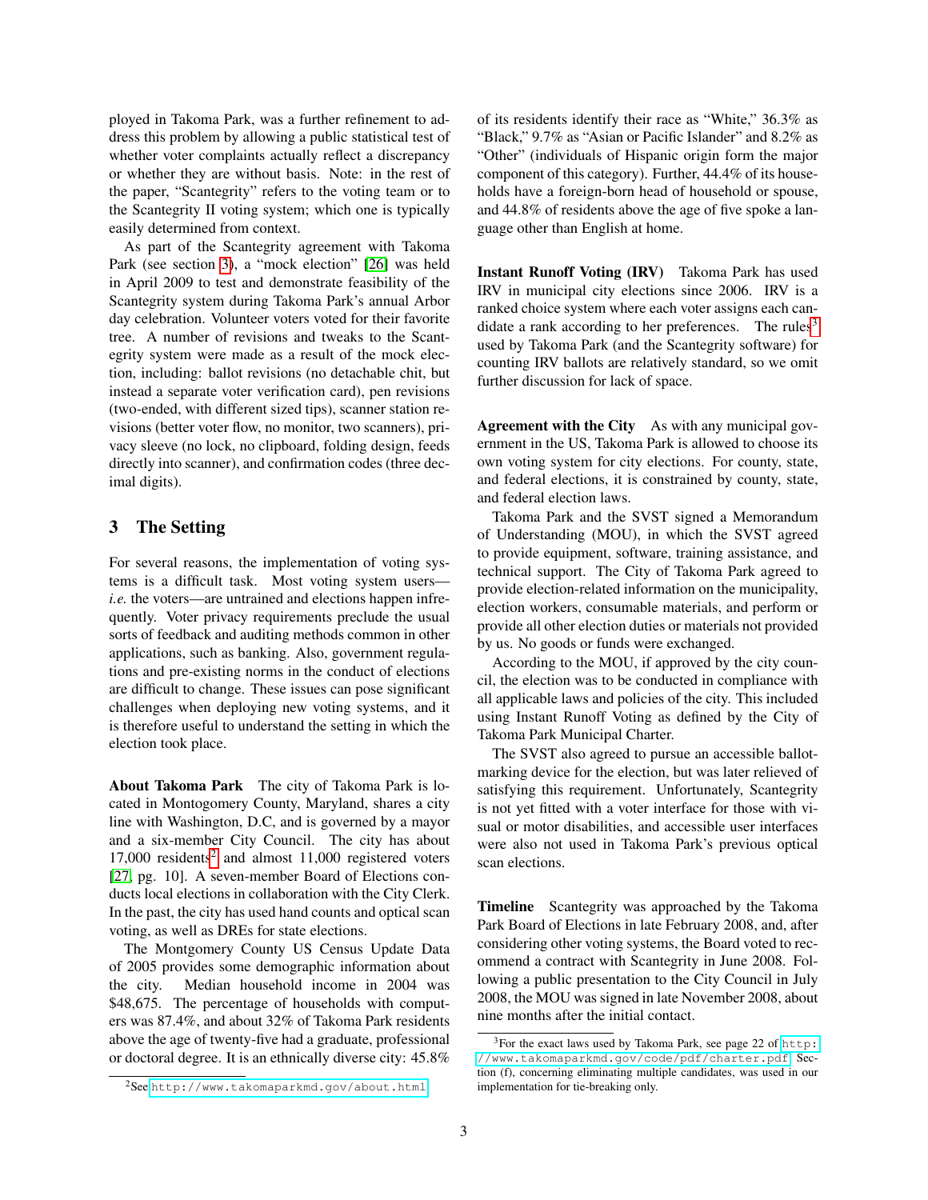ployed in Takoma Park, was a further refinement to address this problem by allowing a public statistical test of whether voter complaints actually reflect a discrepancy or whether they are without basis. Note: in the rest of the paper, "Scantegrity" refers to the voting team or to the Scantegrity II voting system; which one is typically easily determined from context.

As part of the Scantegrity agreement with Takoma Park (see section 3), a "mock election" [26] was held in April 2009 to test and demonstrate feasibility of the Scantegrity system during Takoma Park's annual Arbor day celebration. Volunteer voters voted for their favorite tree. A number of revisions and tweaks to the Scantegrity system were made as a result of the mock election, including: ballot revisions (no detachable chit, but instead a separate voter verification card), pen revisions (two-ended, with different sized tips), scanner station revisions (better voter flow, no monitor, two scanners), privacy sleeve (no lock, no clipboard, folding design, feeds directly into scanner), and confirmation codes (three decimal digits).

## 3 The Setting

For several reasons, the implementation of voting systems is a difficult task. Most voting system users—*i.e.* the voters—are untrained and elections happen infrequently. Voter privacy requirements preclude the usual sorts of feedback and auditing methods common in other applications, such as banking. Also, government regulations and pre-existing norms in the conduct of elections are difficult to change. These issues can pose significant challenges when deploying new voting systems, and it is therefore useful to understand the setting in which the election took place.

**About Takoma Park** The city of Takoma Park is located in Montogomery County, Maryland, shares a city line with Washington, D.C, and is governed by a mayor and a six-member City Council. The city has about 17,000 residents[2] and almost 11,000 registered voters [27, pg. 10]. A seven-member Board of Elections conducts local elections in collaboration with the City Clerk. In the past, the city has used hand counts and optical scan voting, as well as DREs for state elections.

The Montgomery County US Census Update Data of 2005 provides some demographic information about the city. Median household income in 2004 was $48,675. The percentage of households with computers was 87.4%, and about 32% of Takoma Park residents above the age of twenty-five had a graduate, professional or doctoral degree. It is an ethnically diverse city: 45.8% of its residents identify their race as "White," 36.3% as "Black," 9.7% as "Asian or Pacific Islander" and 8.2% as "Other" (individuals of Hispanic origin form the major component of this category). Further, 44.4% of its households have a foreign-born head of household or spouse, and 44.8% of residents above the age of five spoke a language other than English at home.

**Instant Runoff Voting (IRV)** Takoma Park has used IRV in municipal city elections since 2006. IRV is a ranked choice system where each voter assigns each candidate a rank according to her preferences. The rules[3] used by Takoma Park (and the Scantegrity software) for counting IRV ballots are relatively standard, so we omit further discussion for lack of space.

**Agreement with the City** As with any municipal government in the US, Takoma Park is allowed to choose its own voting system for city elections. For county, state, and federal elections, it is constrained by county, state, and federal election laws.

Takoma Park and the SVST signed a Memorandum of Understanding (MOU), in which the SVST agreed to provide equipment, software, training assistance, and technical support. The City of Takoma Park agreed to provide election-related information on the municipality, election workers, consumable materials, and perform or provide all other election duties or materials not provided by us. No goods or funds were exchanged.

According to the MOU, if approved by the city council, the election was to be conducted in compliance with all applicable laws and policies of the city. This included using Instant Runoff Voting as defined by the City of Takoma Park Municipal Charter.

The SVST also agreed to pursue an accessible ballot-marking device for the election, but was later relieved of satisfying this requirement. Unfortunately, Scantegrity is not yet fitted with a voter interface for those with visual or motor disabilities, and accessible user interfaces were also not used in Takoma Park's previous optical scan elections.

**Timeline** Scantegrity was approached by the Takoma Park Board of Elections in late February 2008, and, after considering other voting systems, the Board voted to recommend a contract with Scantegrity in June 2008. Following a public presentation to the City Council in July 2008, the MOU was signed in late November 2008, about nine months after the initial contact.

---

[2] See http://www.takomaparkmd.gov/about.html

[3] For the exact laws used by Takoma Park, see page 22 of http://www.takomaparkmd.gov/code/pdf/charter.pdf. Section (f), concerning eliminating multiple candidates, was used in our implementation for tie-breaking only.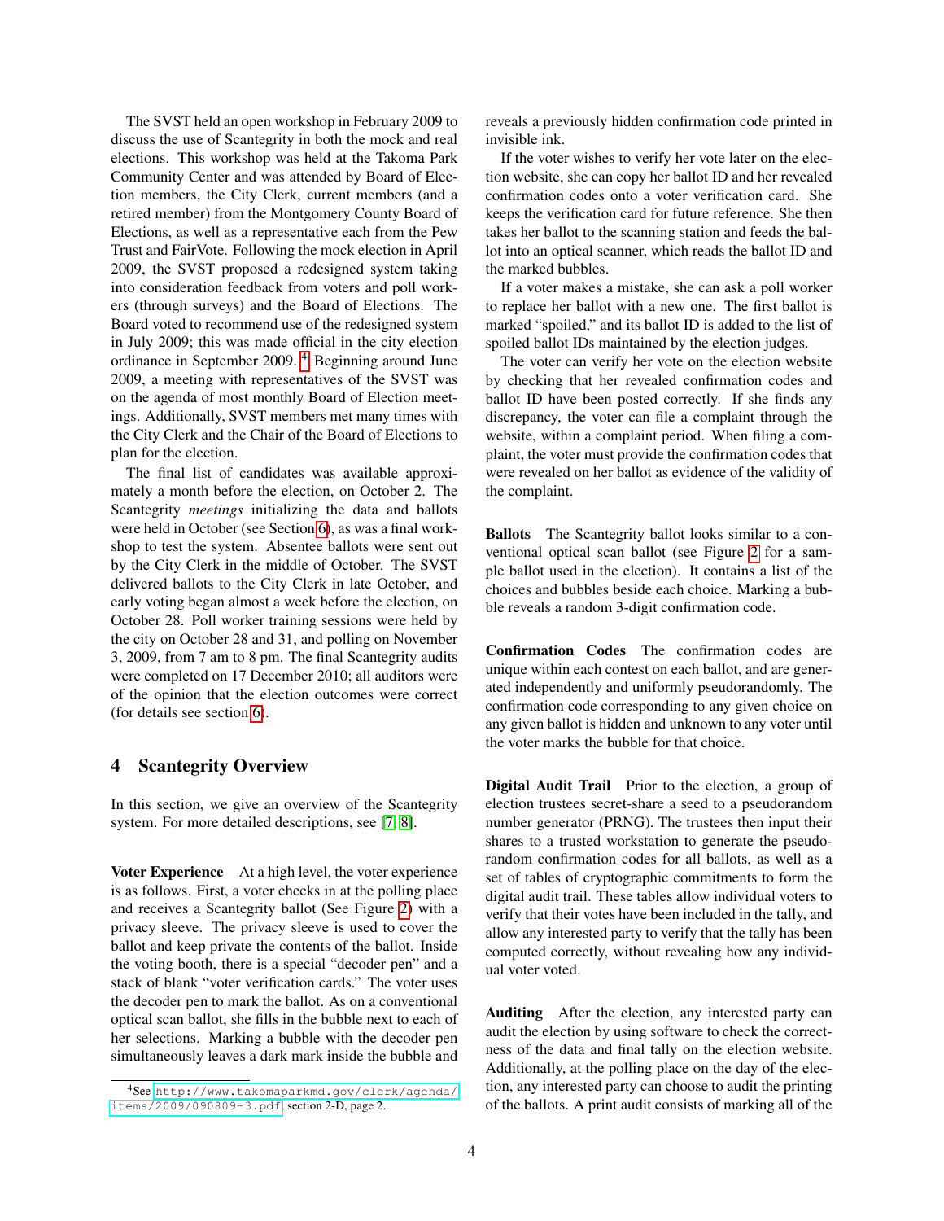The SVST held an open workshop in February 2009 to discuss the use of Scantegrity in both the mock and real elections. This workshop was held at the Takoma Park Community Center and was attended by Board of Election members, the City Clerk, current members (and a retired member) from the Montgomery County Board of Elections, as well as a representative each from the Pew Trust and FairVote. Following the mock election in April 2009, the SVST proposed a redesigned system taking into consideration feedback from voters and poll workers (through surveys) and the Board of Elections. The Board voted to recommend use of the redesigned system in July 2009; this was made official in the city election ordinance in September 2009. [4] Beginning around June 2009, a meeting with representatives of the SVST was on the agenda of most monthly Board of Election meetings. Additionally, SVST members met many times with the City Clerk and the Chair of the Board of Elections to plan for the election.

The final list of candidates was available approximately a month before the election, on October 2. The Scantegrity *meetings* initializing the data and ballots were held in October (see Section 6), as was a final workshop to test the system. Absentee ballots were sent out by the City Clerk in the middle of October. The SVST delivered ballots to the City Clerk in late October, and early voting began almost a week before the election, on October 28. Poll worker training sessions were held by the city on October 28 and 31, and polling on November 3, 2009, from 7 am to 8 pm. The final Scantegrity audits were completed on 17 December 2010; all auditors were of the opinion that the election outcomes were correct (for details see section 6).

## 4 Scantegrity Overview

In this section, we give an overview of the Scantegrity system. For more detailed descriptions, see [7, 8].

**Voter Experience** At a high level, the voter experience is as follows. First, a voter checks in at the polling place and receives a Scantegrity ballot (See Figure 2) with a privacy sleeve. The privacy sleeve is used to cover the ballot and keep private the contents of the ballot. Inside the voting booth, there is a special "decoder pen" and a stack of blank "voter verification cards." The voter uses the decoder pen to mark the ballot. As on a conventional optical scan ballot, she fills in the bubble next to each of her selections. Marking a bubble with the decoder pen simultaneously leaves a dark mark inside the bubble and reveals a previously hidden confirmation code printed in invisible ink.

If the voter wishes to verify her vote later on the election website, she can copy her ballot ID and her revealed confirmation codes onto a voter verification card. She keeps the verification card for future reference. She then takes her ballot to the scanning station and feeds the ballot into an optical scanner, which reads the ballot ID and the marked bubbles.

If a voter makes a mistake, she can ask a poll worker to replace her ballot with a new one. The first ballot is marked "spoiled," and its ballot ID is added to the list of spoiled ballot IDs maintained by the election judges.

The voter can verify her vote on the election website by checking that her revealed confirmation codes and ballot ID have been posted correctly. If she finds any discrepancy, the voter can file a complaint through the website, within a complaint period. When filing a complaint, the voter must provide the confirmation codes that were revealed on her ballot as evidence of the validity of the complaint.

**Ballots** The Scantegrity ballot looks similar to a conventional optical scan ballot (see Figure 2 for a sample ballot used in the election). It contains a list of the choices and bubbles beside each choice. Marking a bubble reveals a random 3-digit confirmation code.

**Confirmation Codes** The confirmation codes are unique within each contest on each ballot, and are generated independently and uniformly pseudorandomly. The confirmation code corresponding to any given choice on any given ballot is hidden and unknown to any voter until the voter marks the bubble for that choice.

**Digital Audit Trail** Prior to the election, a group of election trustees secret-share a seed to a pseudorandom number generator (PRNG). The trustees then input their shares to a trusted workstation to generate the pseudorandom confirmation codes for all ballots, as well as a set of tables of cryptographic commitments to form the digital audit trail. These tables allow individual voters to verify that their votes have been included in the tally, and allow any interested party to verify that the tally has been computed correctly, without revealing how any individual voter voted.

**Auditing** After the election, any interested party can audit the election by using software to check the correctness of the data and final tally on the election website. Additionally, at the polling place on the day of the election, any interested party can choose to audit the printing of the ballots. A print audit consists of marking all of the

[4] See http://www.takomaparkmd.gov/clerk/agenda/items/2009/090809-3.pdf, section 2-D, page 2.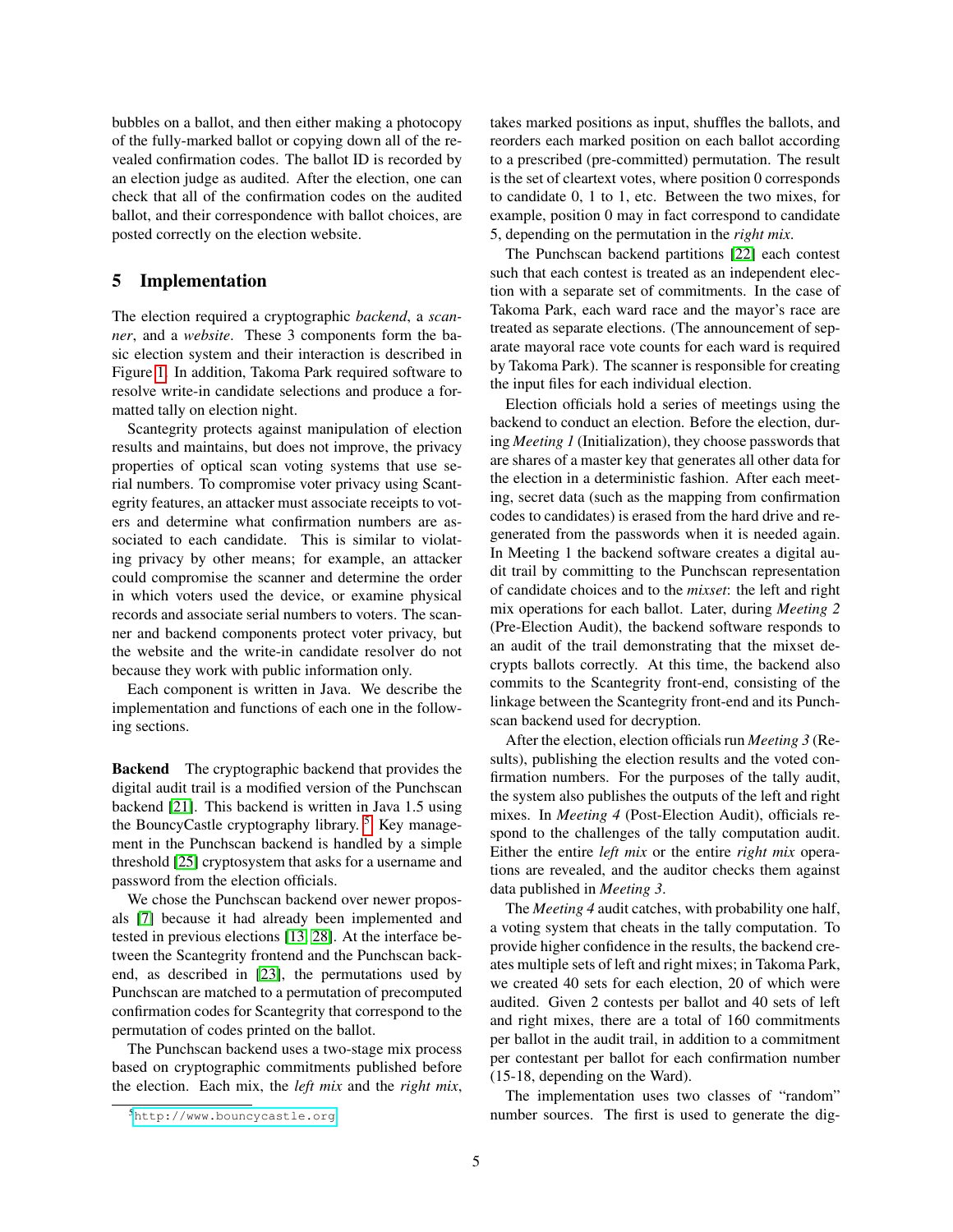bubbles on a ballot, and then either making a photocopy of the fully-marked ballot or copying down all of the revealed confirmation codes. The ballot ID is recorded by an election judge as audited. After the election, one can check that all of the confirmation codes on the audited ballot, and their correspondence with ballot choices, are posted correctly on the election website.

## 5 Implementation

The election required a cryptographic *backend*, a *scanner*, and a *website*. These 3 components form the basic election system and their interaction is described in Figure 1. In addition, Takoma Park required software to resolve write-in candidate selections and produce a formatted tally on election night.

Scantegrity protects against manipulation of election results and maintains, but does not improve, the privacy properties of optical scan voting systems that use serial numbers. To compromise voter privacy using Scantegrity features, an attacker must associate receipts to voters and determine what confirmation numbers are associated to each candidate. This is similar to violating privacy by other means; for example, an attacker could compromise the scanner and determine the order in which voters used the device, or examine physical records and associate serial numbers to voters. The scanner and backend components protect voter privacy, but the website and the write-in candidate resolver do not because they work with public information only.

Each component is written in Java. We describe the implementation and functions of each one in the following sections.

**Backend** The cryptographic backend that provides the digital audit trail is a modified version of the Punchscan backend [21]. This backend is written in Java 1.5 using the BouncyCastle cryptography library. [5] Key management in the Punchscan backend is handled by a simple threshold [25] cryptosystem that asks for a username and password from the election officials.

We chose the Punchscan backend over newer proposals [7] because it had already been implemented and tested in previous elections [13, 28]. At the interface between the Scantegrity frontend and the Punchscan backend, as described in [23], the permutations used by Punchscan are matched to a permutation of precomputed confirmation codes for Scantegrity that correspond to the permutation of codes printed on the ballot.

The Punchscan backend uses a two-stage mix process based on cryptographic commitments published before the election. Each mix, the *left mix* and the *right mix*, takes marked positions as input, shuffles the ballots, and reorders each marked position on each ballot according to a prescribed (pre-committed) permutation. The result is the set of cleartext votes, where position 0 corresponds to candidate 0, 1 to 1, etc. Between the two mixes, for example, position 0 may in fact correspond to candidate 5, depending on the permutation in the *right mix*.

The Punchscan backend partitions [22] each contest such that each contest is treated as an independent election with a separate set of commitments. In the case of Takoma Park, each ward race and the mayor's race are treated as separate elections. (The announcement of separate mayoral race vote counts for each ward is required by Takoma Park). The scanner is responsible for creating the input files for each individual election.

Election officials hold a series of meetings using the backend to conduct an election. Before the election, during *Meeting 1* (Initialization), they choose passwords that are shares of a master key that generates all other data for the election in a deterministic fashion. After each meeting, secret data (such as the mapping from confirmation codes to candidates) is erased from the hard drive and regenerated from the passwords when it is needed again. In Meeting 1 the backend software creates a digital audit trail by committing to the Punchscan representation of candidate choices and to the *mixset*: the left and right mix operations for each ballot. Later, during *Meeting 2* (Pre-Election Audit), the backend software responds to an audit of the trail demonstrating that the mixset decrypts ballots correctly. At this time, the backend also commits to the Scantegrity front-end, consisting of the linkage between the Scantegrity front-end and its Punchscan backend used for decryption.

After the election, election officials run *Meeting 3* (Results), publishing the election results and the voted confirmation numbers. For the purposes of the tally audit, the system also publishes the outputs of the left and right mixes. In *Meeting 4* (Post-Election Audit), officials respond to the challenges of the tally computation audit. Either the entire *left mix* or the entire *right mix* operations are revealed, and the auditor checks them against data published in *Meeting 3*.

The *Meeting 4* audit catches, with probability one half, a voting system that cheats in the tally computation. To provide higher confidence in the results, the backend creates multiple sets of left and right mixes; in Takoma Park, we created 40 sets for each election, 20 of which were audited. Given 2 contests per ballot and 40 sets of left and right mixes, there are a total of 160 commitments per ballot in the audit trail, in addition to a commitment per contestant per ballot for each confirmation number (15-18, depending on the Ward).

The implementation uses two classes of "random" number sources. The first is used to generate the dig-

[5] http://www.bouncycastle.org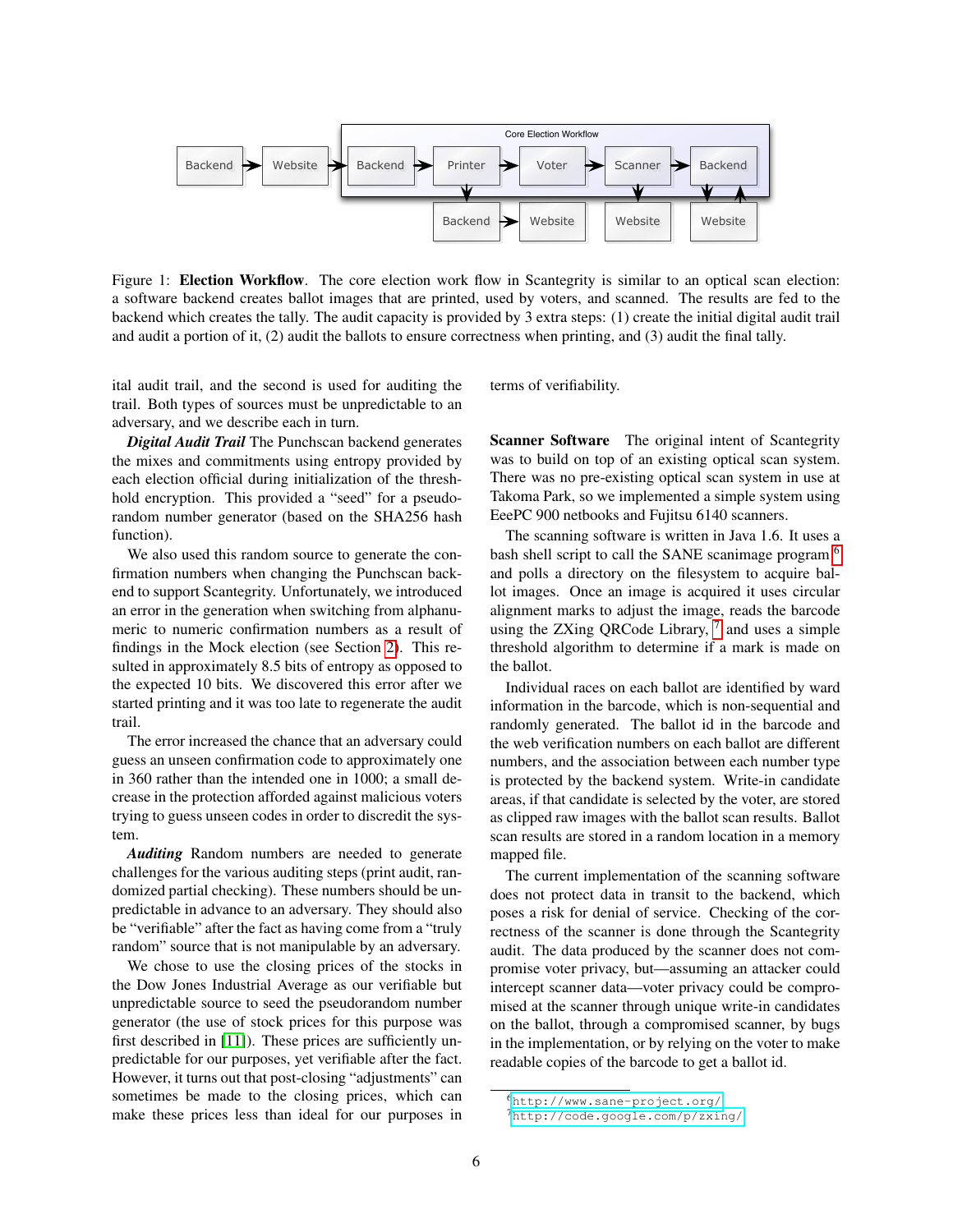Figure 1: **Election Workflow**. The core election work flow in Scantegrity is similar to an optical scan election: a software backend creates ballot images that are printed, used by voters, and scanned. The results are fed to the backend which creates the tally. The audit capacity is provided by 3 extra steps: (1) create the initial digital audit trail and audit a portion of it, (2) audit the ballots to ensure correctness when printing, and (3) audit the final tally.

ital audit trail, and the second is used for auditing the trail. Both types of sources must be unpredictable to an adversary, and we describe each in turn.

***Digital Audit Trail*** The Punchscan backend generates the mixes and commitments using entropy provided by each election official during initialization of the threshhold encryption. This provided a "seed" for a pseudorandom number generator (based on the SHA256 hash function).

We also used this random source to generate the confirmation numbers when changing the Punchscan backend to support Scantegrity. Unfortunately, we introduced an error in the generation when switching from alphanumeric to numeric confirmation numbers as a result of findings in the Mock election (see Section 2). This resulted in approximately 8.5 bits of entropy as opposed to the expected 10 bits. We discovered this error after we started printing and it was too late to regenerate the audit trail.

The error increased the chance that an adversary could guess an unseen confirmation code to approximately one in 360 rather than the intended one in 1000; a small decrease in the protection afforded against malicious voters trying to guess unseen codes in order to discredit the system.

***Auditing*** Random numbers are needed to generate challenges for the various auditing steps (print audit, randomized partial checking). These numbers should be unpredictable in advance to an adversary. They should also be "verifiable" after the fact as having come from a "truly random" source that is not manipulable by an adversary.

We chose to use the closing prices of the stocks in the Dow Jones Industrial Average as our verifiable but unpredictable source to seed the pseudorandom number generator (the use of stock prices for this purpose was first described in [11]). These prices are sufficiently unpredictable for our purposes, yet verifiable after the fact. However, it turns out that post-closing "adjustments" can sometimes be made to the closing prices, which can make these prices less than ideal for our purposes in terms of verifiability.

**Scanner Software** The original intent of Scantegrity was to build on top of an existing optical scan system. There was no pre-existing optical scan system in use at Takoma Park, so we implemented a simple system using EeePC 900 netbooks and Fujitsu 6140 scanners.

The scanning software is written in Java 1.6. It uses a bash shell script to call the SANE scanimage program [6] and polls a directory on the filesystem to acquire ballot images. Once an image is acquired it uses circular alignment marks to adjust the image, reads the barcode using the ZXing QRCode Library, [7] and uses a simple threshold algorithm to determine if a mark is made on the ballot.

Individual races on each ballot are identified by ward information in the barcode, which is non-sequential and randomly generated. The ballot id in the barcode and the web verification numbers on each ballot are different numbers, and the association between each number type is protected by the backend system. Write-in candidate areas, if that candidate is selected by the voter, are stored as clipped raw images with the ballot scan results. Ballot scan results are stored in a random location in a memory mapped file.

The current implementation of the scanning software does not protect data in transit to the backend, which poses a risk for denial of service. Checking of the correctness of the scanner is done through the Scantegrity audit. The data produced by the scanner does not compromise voter privacy, but—assuming an attacker could intercept scanner data—voter privacy could be compromised at the scanner through unique write-in candidates on the ballot, through a compromised scanner, by bugs in the implementation, or by relying on the voter to make readable copies of the barcode to get a ballot id.

[6] http://www.sane-project.org/

[7] http://code.google.com/p/zxing/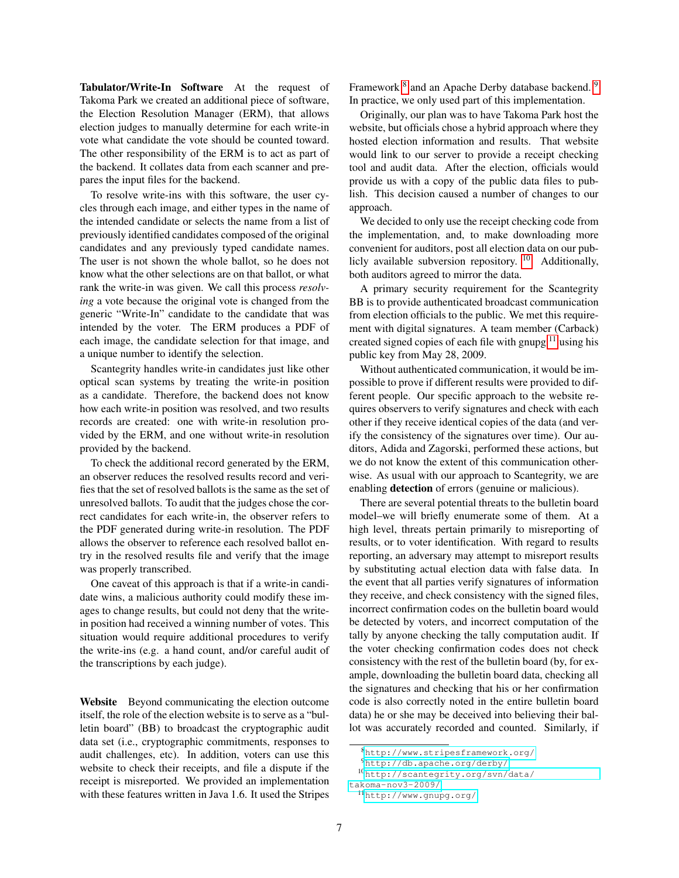**Tabulator/Write-In Software** At the request of Takoma Park we created an additional piece of software, the Election Resolution Manager (ERM), that allows election judges to manually determine for each write-in vote what candidate the vote should be counted toward. The other responsibility of the ERM is to act as part of the backend. It collates data from each scanner and prepares the input files for the backend.

To resolve write-ins with this software, the user cycles through each image, and either types in the name of the intended candidate or selects the name from a list of previously identified candidates composed of the original candidates and any previously typed candidate names. The user is not shown the whole ballot, so he does not know what the other selections are on that ballot, or what rank the write-in was given. We call this process *resolving* a vote because the original vote is changed from the generic "Write-In" candidate to the candidate that was intended by the voter. The ERM produces a PDF of each image, the candidate selection for that image, and a unique number to identify the selection.

Scantegrity handles write-in candidates just like other optical scan systems by treating the write-in position as a candidate. Therefore, the backend does not know how each write-in position was resolved, and two results records are created: one with write-in resolution provided by the ERM, and one without write-in resolution provided by the backend.

To check the additional record generated by the ERM, an observer reduces the resolved results record and verifies that the set of resolved ballots is the same as the set of unresolved ballots. To audit that the judges chose the correct candidates for each write-in, the observer refers to the PDF generated during write-in resolution. The PDF allows the observer to reference each resolved ballot entry in the resolved results file and verify that the image was properly transcribed.

One caveat of this approach is that if a write-in candidate wins, a malicious authority could modify these images to change results, but could not deny that the write-in position had received a winning number of votes. This situation would require additional procedures to verify the write-ins (e.g. a hand count, and/or careful audit of the transcriptions by each judge).

**Website** Beyond communicating the election outcome itself, the role of the election website is to serve as a "bulletin board" (BB) to broadcast the cryptographic audit data set (i.e., cryptographic commitments, responses to audit challenges, etc). In addition, voters can use this website to check their receipts, and file a dispute if the receipt is misreported. We provided an implementation with these features written in Java 1.6. It used the Stripes Framework [8] and an Apache Derby database backend. [9] In practice, we only used part of this implementation.

Originally, our plan was to have Takoma Park host the website, but officials chose a hybrid approach where they hosted election information and results. That website would link to our server to provide a receipt checking tool and audit data. After the election, officials would provide us with a copy of the public data files to publish. This decision caused a number of changes to our approach.

We decided to only use the receipt checking code from the implementation, and, to make downloading more convenient for auditors, post all election data on our publicly available subversion repository. [10] Additionally, both auditors agreed to mirror the data.

A primary security requirement for the Scantegrity BB is to provide authenticated broadcast communication from election officials to the public. We met this requirement with digital signatures. A team member (Carback) created signed copies of each file with gnupg [11] using his public key from May 28, 2009.

Without authenticated communication, it would be impossible to prove if different results were provided to different people. Our specific approach to the website requires observers to verify signatures and check with each other if they receive identical copies of the data (and verify the consistency of the signatures over time). Our auditors, Adida and Zagorski, performed these actions, but we do not know the extent of this communication otherwise. As usual with our approach to Scantegrity, we are enabling **detection** of errors (genuine or malicious).

There are several potential threats to the bulletin board model–we will briefly enumerate some of them. At a high level, threats pertain primarily to misreporting of results, or to voter identification. With regard to results reporting, an adversary may attempt to misreport results by substituting actual election data with false data. In the event that all parties verify signatures of information they receive, and check consistency with the signed files, incorrect confirmation codes on the bulletin board would be detected by voters, and incorrect computation of the tally by anyone checking the tally computation audit. If the voter checking confirmation codes does not check consistency with the rest of the bulletin board (by, for example, downloading the bulletin board data, checking all the signatures and checking that his or her confirmation code is also correctly noted in the entire bulletin board data) he or she may be deceived into believing their ballot was accurately recorded and counted. Similarly, if

[8] http://www.stripesframework.org/

[9] http://db.apache.org/derby/

[10] http://scantegrity.org/svn/data/takoma-nov3-2009/

[11] http://www.gnupg.org/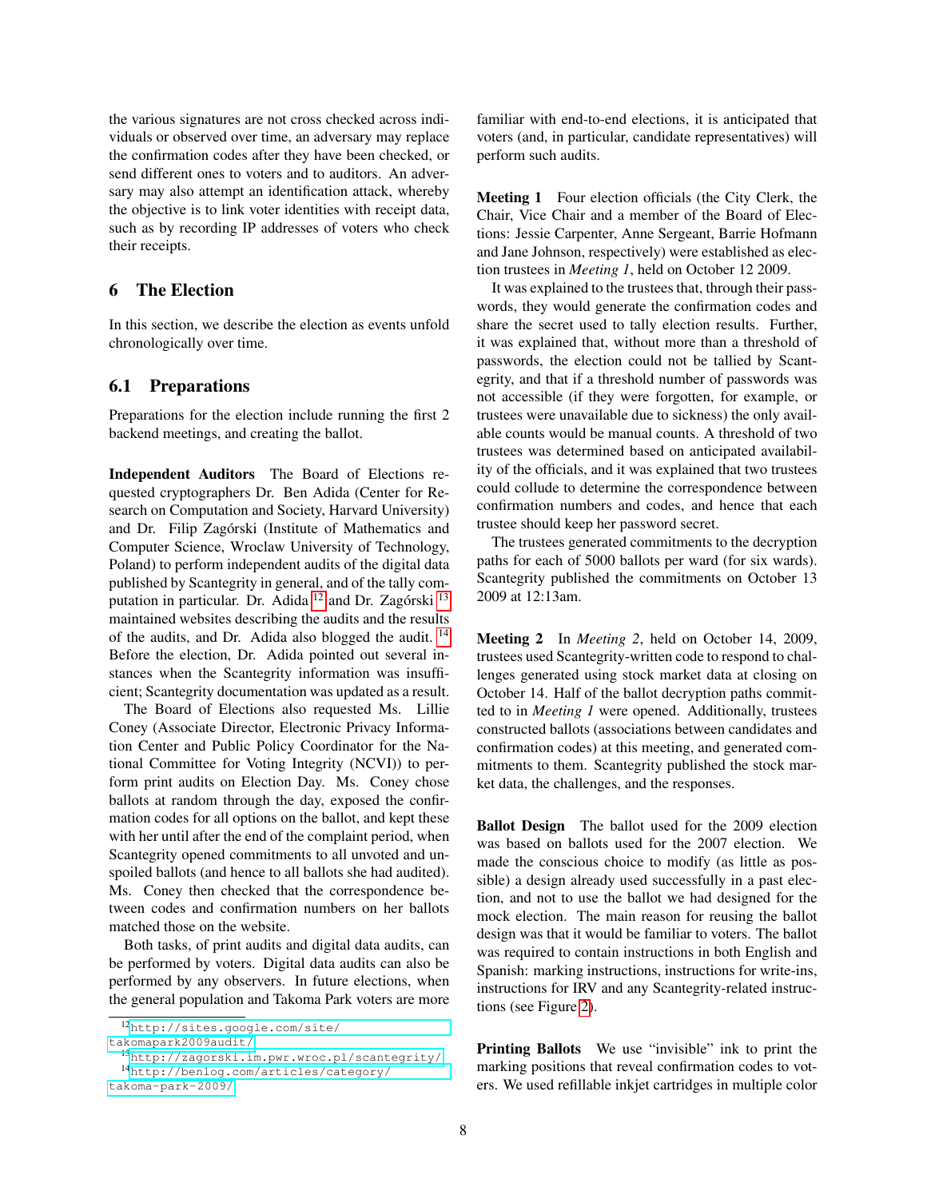the various signatures are not cross checked across individuals or observed over time, an adversary may replace the confirmation codes after they have been checked, or send different ones to voters and to auditors. An adversary may also attempt an identification attack, whereby the objective is to link voter identities with receipt data, such as by recording IP addresses of voters who check their receipts.

## 6 The Election

In this section, we describe the election as events unfold chronologically over time.

### 6.1 Preparations

Preparations for the election include running the first 2 backend meetings, and creating the ballot.

**Independent Auditors** The Board of Elections requested cryptographers Dr. Ben Adida (Center for Research on Computation and Society, Harvard University) and Dr. Filip Zagórski (Institute of Mathematics and Computer Science, Wroclaw University of Technology, Poland) to perform independent audits of the digital data published by Scantegrity in general, and of the tally computation in particular. Dr. Adida [12] and Dr. Zagórski [13] maintained websites describing the audits and the results of the audits, and Dr. Adida also blogged the audit. [14] Before the election, Dr. Adida pointed out several instances when the Scantegrity information was insufficient; Scantegrity documentation was updated as a result.

The Board of Elections also requested Ms. Lillie Coney (Associate Director, Electronic Privacy Information Center and Public Policy Coordinator for the National Committee for Voting Integrity (NCVI)) to perform print audits on Election Day. Ms. Coney chose ballots at random through the day, exposed the confirmation codes for all options on the ballot, and kept these with her until after the end of the complaint period, when Scantegrity opened commitments to all unvoted and unspoiled ballots (and hence to all ballots she had audited). Ms. Coney then checked that the correspondence between codes and confirmation numbers on her ballots matched those on the website.

Both tasks, of print audits and digital data audits, can be performed by voters. Digital data audits can also be performed by any observers. In future elections, when the general population and Takoma Park voters are more familiar with end-to-end elections, it is anticipated that voters (and, in particular, candidate representatives) will perform such audits.

**Meeting 1** Four election officials (the City Clerk, the Chair, Vice Chair and a member of the Board of Elections: Jessie Carpenter, Anne Sergeant, Barrie Hofmann and Jane Johnson, respectively) were established as election trustees in *Meeting 1*, held on October 12 2009.

It was explained to the trustees that, through their passwords, they would generate the confirmation codes and share the secret used to tally election results. Further, it was explained that, without more than a threshold of passwords, the election could not be tallied by Scantegrity, and that if a threshold number of passwords was not accessible (if they were forgotten, for example, or trustees were unavailable due to sickness) the only available counts would be manual counts. A threshold of two trustees was determined based on anticipated availability of the officials, and it was explained that two trustees could collude to determine the correspondence between confirmation numbers and codes, and hence that each trustee should keep her password secret.

The trustees generated commitments to the decryption paths for each of 5000 ballots per ward (for six wards). Scantegrity published the commitments on October 13 2009 at 12:13am.

**Meeting 2** In *Meeting 2*, held on October 14, 2009, trustees used Scantegrity-written code to respond to challenges generated using stock market data at closing on October 14. Half of the ballot decryption paths committed to in *Meeting 1* were opened. Additionally, trustees constructed ballots (associations between candidates and confirmation codes) at this meeting, and generated commitments to them. Scantegrity published the stock market data, the challenges, and the responses.

**Ballot Design** The ballot used for the 2009 election was based on ballots used for the 2007 election. We made the conscious choice to modify (as little as possible) a design already used successfully in a past election, and not to use the ballot we had designed for the mock election. The main reason for reusing the ballot design was that it would be familiar to voters. The ballot was required to contain instructions in both English and Spanish: marking instructions, instructions for write-ins, instructions for IRV and any Scantegrity-related instructions (see Figure 2).

**Printing Ballots** We use "invisible" ink to print the marking positions that reveal confirmation codes to voters. We used refillable inkjet cartridges in multiple color

[12] http://sites.google.com/site/takomapark2009audit/

[13] http://zagorski.im.pwr.wroc.pl/scantegrity/

[14] http://benlog.com/articles/category/takoma-park-2009/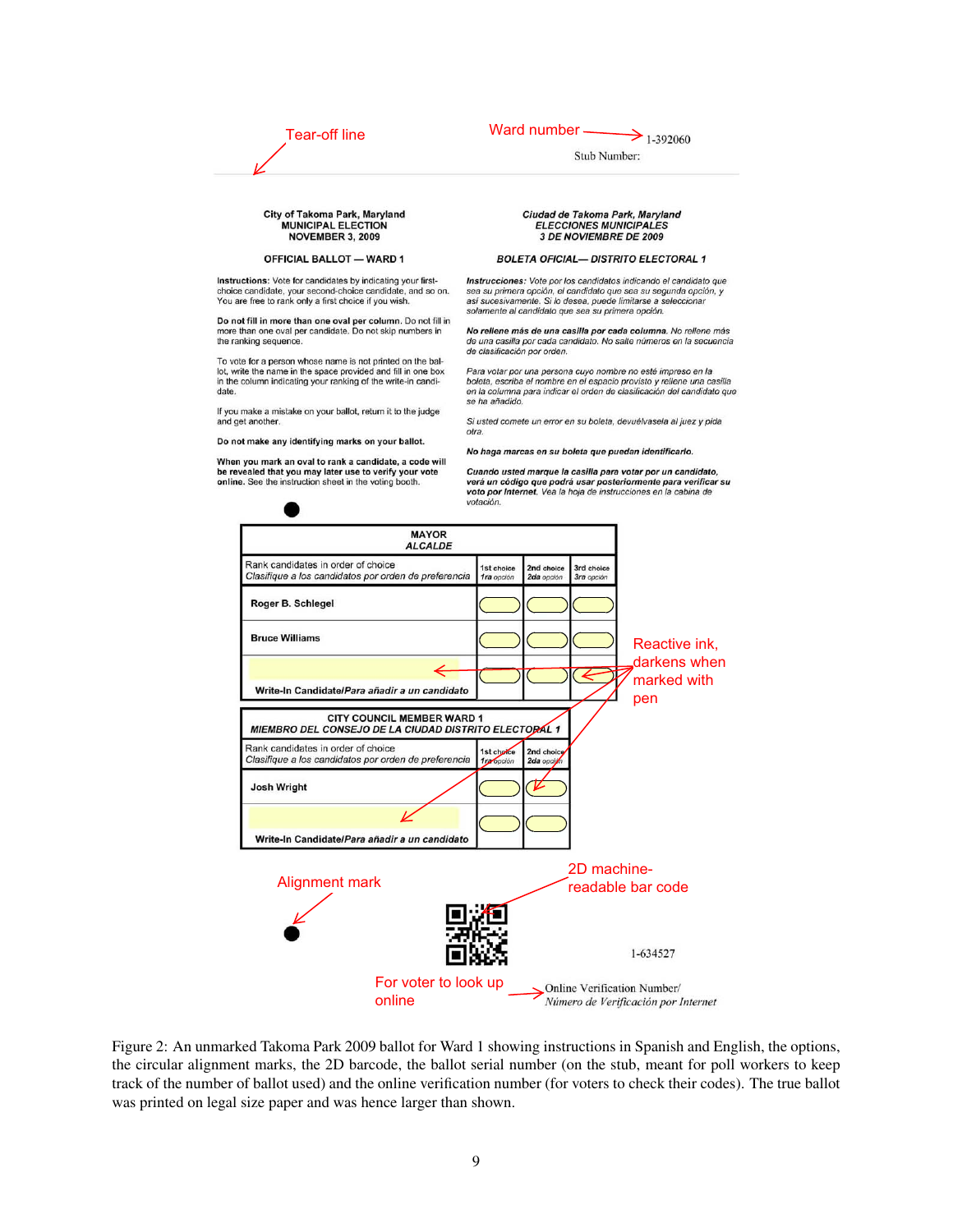Tear-off line

Ward number → 1-392060

Stub Number:

**City of Takoma Park, Maryland**
**MUNICIPAL ELECTION**
**NOVEMBER 3, 2009**

**OFFICIAL BALLOT — WARD 1**

**Instructions:** Vote for candidates by indicating your first-choice candidate, your second-choice candidate, and so on. You are free to rank only a first choice if you wish.

**Do not fill in more than one oval per column.** Do not fill in more than one oval per candidate. Do not skip numbers in the ranking sequence.

To vote for a person whose name is not printed on the ballot, write the name in the space provided and fill in one box in the column indicating your ranking of the write-in candidate.

If you make a mistake on your ballot, return it to the judge and get another.

**Do not make any identifying marks on your ballot.**

**When you mark an oval to rank a candidate, a code will be revealed that you may later use to verify your vote online.** See the instruction sheet in the voting booth.

***Ciudad de Takoma Park, Maryland***
***ELECCIONES MUNICIPALES***
***3 DE NOVIEMBRE DE 2009***

***BOLETA OFICIAL— DISTRITO ELECTORAL 1***

***Instrucciones:*** *Vote por los candidatos indicando el candidato que sea su primera opción, el candidato que sea su segunda opción, y así sucesivamente. Si lo desea, puede limitarse a seleccionar solamente al candidato que sea su primera opción.*

***No rellene más de una casilla por cada columna.*** *No rellene más de una casilla por cada candidato. No salte números en la secuencia de clasificación por orden.*

*Para votar por una persona cuyo nombre no esté impreso en la boleta, escriba el nombre en el espacio provisto y rellene una casilla en la columna para indicar el orden de clasificación del candidato que se ha añadido.*

*Si usted comete un error en su boleta, devuélvasela al juez y pida otra.*

***No haga marcas en su boleta que puedan identificarlo.***

***Cuando usted marque la casilla para votar por un candidato, verá un código que podrá usar posteriormente para verificar su voto por Internet.*** *Vea la hoja de instrucciones en la cabina de votación.*

| **MAYOR** *ALCALDE* | | | |
|---|---|---|---|
| Rank candidates in order of choice *Clasifique a los candidatos por orden de preferencia* | 1st choice *1ra opción* | 2nd choice *2da opción* | 3rd choice *3ra opción* |
| **Roger B. Schlegel** | ⬭ | ⬭ | ⬭ |
| **Bruce Williams** | ⬭ | ⬭ | ⬭ |
| **Write-In Candidate/*Para añadir a un candidato*** | ⬭ | ⬭ | ⬭ |

| **CITY COUNCIL MEMBER WARD 1** ***MIEMBRO DEL CONSEJO DE LA CIUDAD DISTRITO ELECTORAL 1*** | | |
|---|---|---|
| Rank candidates in order of choice *Clasifique a los candidatos por orden de preferencia* | 1st choice *1ra opción* | 2nd choice *2da opción* |
| **Josh Wright** | ⬭ | ⬭ |
| **Write-In Candidate/*Para añadir a un candidato*** | ⬭ | ⬭ |

Reactive ink, darkens when marked with pen

Alignment mark

2D machine-readable bar code

1-634527

For voter to look up online → Online Verification Number/ *Número de Verificación por Internet*

Figure 2: An unmarked Takoma Park 2009 ballot for Ward 1 showing instructions in Spanish and English, the options, the circular alignment marks, the 2D barcode, the ballot serial number (on the stub, meant for poll workers to keep track of the number of ballot used) and the online verification number (for voters to check their codes). The true ballot was printed on legal size paper and was hence larger than shown.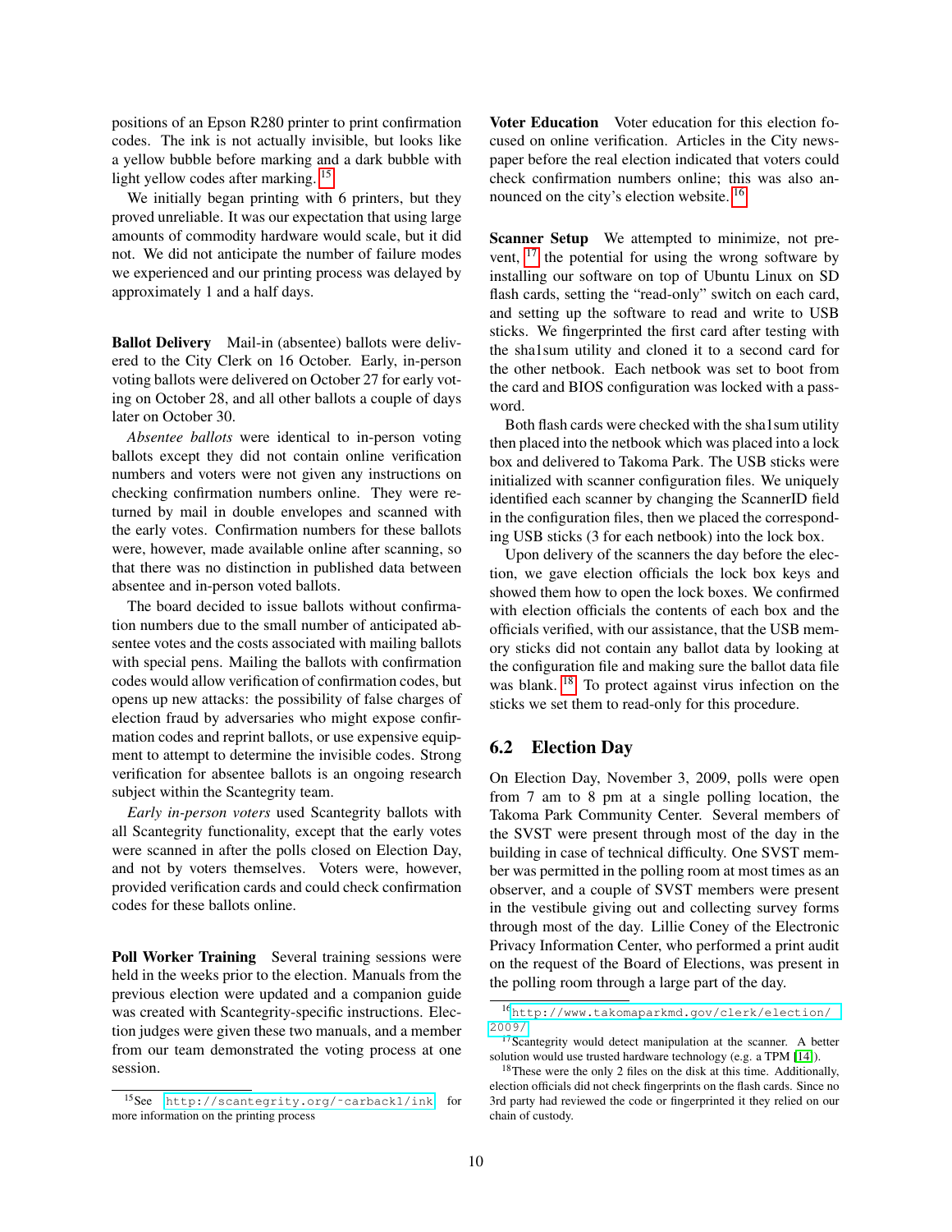positions of an Epson R280 printer to print confirmation codes. The ink is not actually invisible, but looks like a yellow bubble before marking and a dark bubble with light yellow codes after marking. [15]

We initially began printing with 6 printers, but they proved unreliable. It was our expectation that using large amounts of commodity hardware would scale, but it did not. We did not anticipate the number of failure modes we experienced and our printing process was delayed by approximately 1 and a half days.

**Ballot Delivery** Mail-in (absentee) ballots were delivered to the City Clerk on 16 October. Early, in-person voting ballots were delivered on October 27 for early voting on October 28, and all other ballots a couple of days later on October 30.

*Absentee ballots* were identical to in-person voting ballots except they did not contain online verification numbers and voters were not given any instructions on checking confirmation numbers online. They were returned by mail in double envelopes and scanned with the early votes. Confirmation numbers for these ballots were, however, made available online after scanning, so that there was no distinction in published data between absentee and in-person voted ballots.

The board decided to issue ballots without confirmation numbers due to the small number of anticipated absentee votes and the costs associated with mailing ballots with special pens. Mailing the ballots with confirmation codes would allow verification of confirmation codes, but opens up new attacks: the possibility of false charges of election fraud by adversaries who might expose confirmation codes and reprint ballots, or use expensive equipment to attempt to determine the invisible codes. Strong verification for absentee ballots is an ongoing research subject within the Scantegrity team.

*Early in-person voters* used Scantegrity ballots with all Scantegrity functionality, except that the early votes were scanned in after the polls closed on Election Day, and not by voters themselves. Voters were, however, provided verification cards and could check confirmation codes for these ballots online.

**Poll Worker Training** Several training sessions were held in the weeks prior to the election. Manuals from the previous election were updated and a companion guide was created with Scantegrity-specific instructions. Election judges were given these two manuals, and a member from our team demonstrated the voting process at one session.

**Voter Education** Voter education for this election focused on online verification. Articles in the City newspaper before the real election indicated that voters could check confirmation numbers online; this was also announced on the city's election website. [16]

**Scanner Setup** We attempted to minimize, not prevent, [17] the potential for using the wrong software by installing our software on top of Ubuntu Linux on SD flash cards, setting the "read-only" switch on each card, and setting up the software to read and write to USB sticks. We fingerprinted the first card after testing with the sha1sum utility and cloned it to a second card for the other netbook. Each netbook was set to boot from the card and BIOS configuration was locked with a password.

Both flash cards were checked with the sha1sum utility then placed into the netbook which was placed into a lock box and delivered to Takoma Park. The USB sticks were initialized with scanner configuration files. We uniquely identified each scanner by changing the ScannerID field in the configuration files, then we placed the corresponding USB sticks (3 for each netbook) into the lock box.

Upon delivery of the scanners the day before the election, we gave election officials the lock box keys and showed them how to open the lock boxes. We confirmed with election officials the contents of each box and the officials verified, with our assistance, that the USB memory sticks did not contain any ballot data by looking at the configuration file and making sure the ballot data file was blank. [18] To protect against virus infection on the sticks we set them to read-only for this procedure.

## 6.2 Election Day

On Election Day, November 3, 2009, polls were open from 7 am to 8 pm at a single polling location, the Takoma Park Community Center. Several members of the SVST were present through most of the day in the building in case of technical difficulty. One SVST member was permitted in the polling room at most times as an observer, and a couple of SVST members were present in the vestibule giving out and collecting survey forms through most of the day. Lillie Coney of the Electronic Privacy Information Center, who performed a print audit on the request of the Board of Elections, was present in the polling room through a large part of the day.

---

[15] See http://scantegrity.org/~carback1/ink for more information on the printing process

[16] http://www.takomaparkmd.gov/clerk/election/2009/

[17] Scantegrity would detect manipulation at the scanner. A better solution would use trusted hardware technology (e.g. a TPM [14]).

[18] These were the only 2 files on the disk at this time. Additionally, election officials did not check fingerprints on the flash cards. Since no 3rd party had reviewed the code or fingerprinted it they relied on our chain of custody.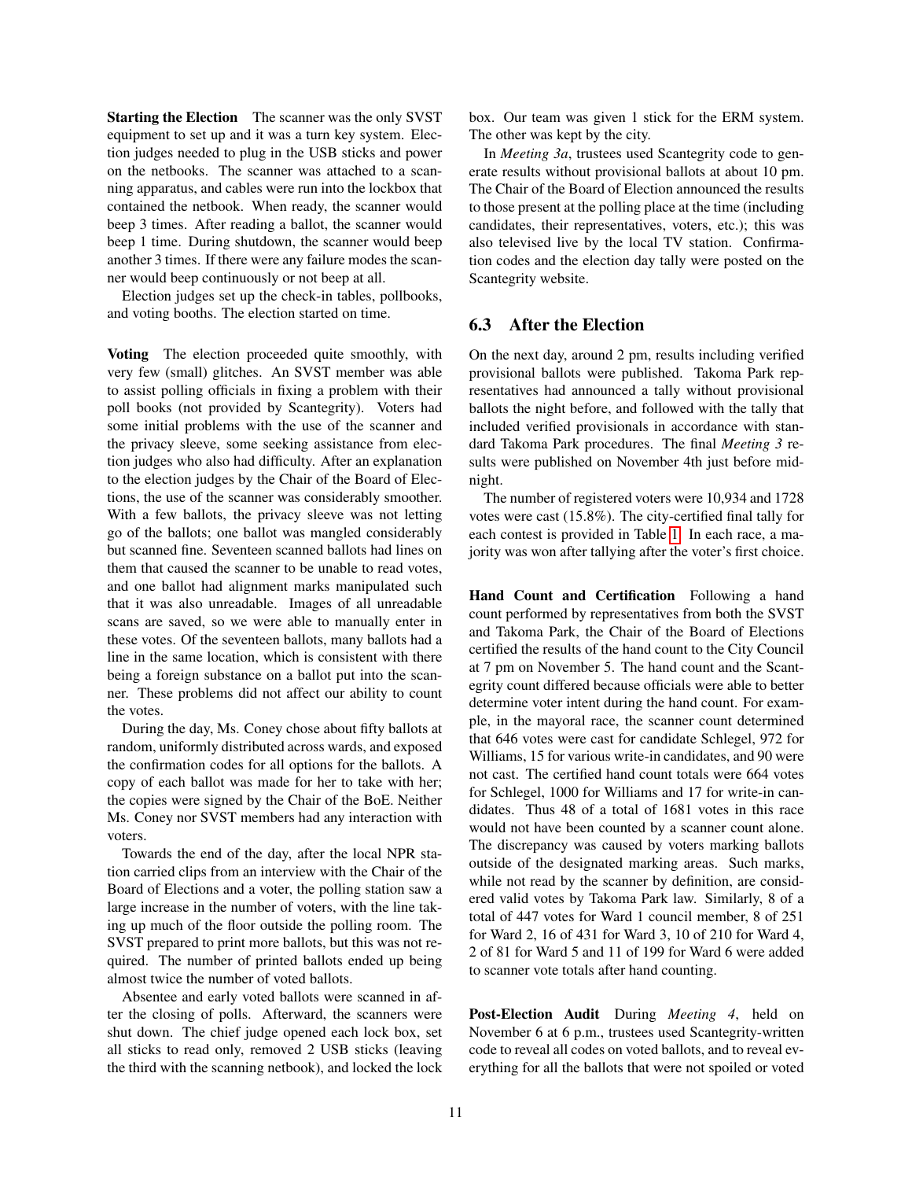**Starting the Election** The scanner was the only SVST equipment to set up and it was a turn key system. Election judges needed to plug in the USB sticks and power on the netbooks. The scanner was attached to a scanning apparatus, and cables were run into the lockbox that contained the netbook. When ready, the scanner would beep 3 times. After reading a ballot, the scanner would beep 1 time. During shutdown, the scanner would beep another 3 times. If there were any failure modes the scanner would beep continuously or not beep at all.

Election judges set up the check-in tables, pollbooks, and voting booths. The election started on time.

**Voting** The election proceeded quite smoothly, with very few (small) glitches. An SVST member was able to assist polling officials in fixing a problem with their poll books (not provided by Scantegrity). Voters had some initial problems with the use of the scanner and the privacy sleeve, some seeking assistance from election judges who also had difficulty. After an explanation to the election judges by the Chair of the Board of Elections, the use of the scanner was considerably smoother. With a few ballots, the privacy sleeve was not letting go of the ballots; one ballot was mangled considerably but scanned fine. Seventeen scanned ballots had lines on them that caused the scanner to be unable to read votes, and one ballot had alignment marks manipulated such that it was also unreadable. Images of all unreadable scans are saved, so we were able to manually enter in these votes. Of the seventeen ballots, many ballots had a line in the same location, which is consistent with there being a foreign substance on a ballot put into the scanner. These problems did not affect our ability to count the votes.

During the day, Ms. Coney chose about fifty ballots at random, uniformly distributed across wards, and exposed the confirmation codes for all options for the ballots. A copy of each ballot was made for her to take with her; the copies were signed by the Chair of the BoE. Neither Ms. Coney nor SVST members had any interaction with voters.

Towards the end of the day, after the local NPR station carried clips from an interview with the Chair of the Board of Elections and a voter, the polling station saw a large increase in the number of voters, with the line taking up much of the floor outside the polling room. The SVST prepared to print more ballots, but this was not required. The number of printed ballots ended up being almost twice the number of voted ballots.

Absentee and early voted ballots were scanned in after the closing of polls. Afterward, the scanners were shut down. The chief judge opened each lock box, set all sticks to read only, removed 2 USB sticks (leaving the third with the scanning netbook), and locked the lock box. Our team was given 1 stick for the ERM system. The other was kept by the city.

In *Meeting 3a*, trustees used Scantegrity code to generate results without provisional ballots at about 10 pm. The Chair of the Board of Election announced the results to those present at the polling place at the time (including candidates, their representatives, voters, etc.); this was also televised live by the local TV station. Confirmation codes and the election day tally were posted on the Scantegrity website.

## 6.3 After the Election

On the next day, around 2 pm, results including verified provisional ballots were published. Takoma Park representatives had announced a tally without provisional ballots the night before, and followed with the tally that included verified provisionals in accordance with standard Takoma Park procedures. The final *Meeting 3* results were published on November 4th just before midnight.

The number of registered voters were 10,934 and 1728 votes were cast (15.8%). The city-certified final tally for each contest is provided in Table 1. In each race, a majority was won after tallying after the voter's first choice.

**Hand Count and Certification** Following a hand count performed by representatives from both the SVST and Takoma Park, the Chair of the Board of Elections certified the results of the hand count to the City Council at 7 pm on November 5. The hand count and the Scantegrity count differed because officials were able to better determine voter intent during the hand count. For example, in the mayoral race, the scanner count determined that 646 votes were cast for candidate Schlegel, 972 for Williams, 15 for various write-in candidates, and 90 were not cast. The certified hand count totals were 664 votes for Schlegel, 1000 for Williams and 17 for write-in candidates. Thus 48 of a total of 1681 votes in this race would not have been counted by a scanner count alone. The discrepancy was caused by voters marking ballots outside of the designated marking areas. Such marks, while not read by the scanner by definition, are considered valid votes by Takoma Park law. Similarly, 8 of a total of 447 votes for Ward 1 council member, 8 of 251 for Ward 2, 16 of 431 for Ward 3, 10 of 210 for Ward 4, 2 of 81 for Ward 5 and 11 of 199 for Ward 6 were added to scanner vote totals after hand counting.

**Post-Election Audit** During *Meeting 4*, held on November 6 at 6 p.m., trustees used Scantegrity-written code to reveal all codes on voted ballots, and to reveal everything for all the ballots that were not spoiled or voted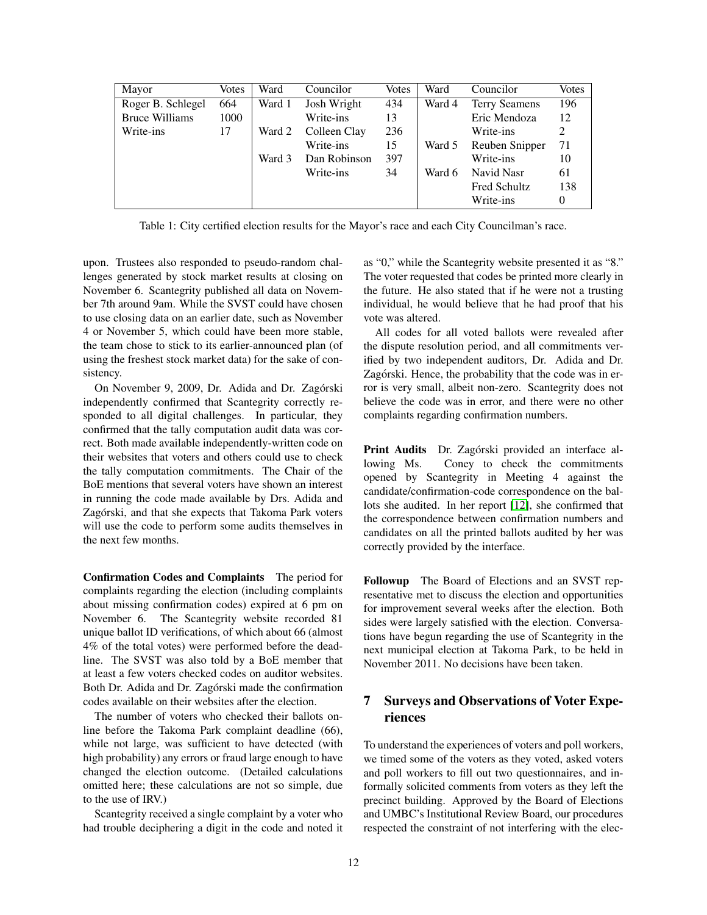| Mayor | Votes | Ward | Councilor | Votes | Ward | Councilor | Votes |
|---|---|---|---|---|---|---|---|
| Roger B. Schlegel | 664 | Ward 1 | Josh Wright | 434 | Ward 4 | Terry Seamens | 196 |
| Bruce Williams | 1000 | | Write-ins | 13 | | Eric Mendoza | 12 |
| Write-ins | 17 | Ward 2 | Colleen Clay | 236 | | Write-ins | 2 |
| | | | Write-ins | 15 | Ward 5 | Reuben Snipper | 71 |
| | | Ward 3 | Dan Robinson | 397 | | Write-ins | 10 |
| | | | Write-ins | 34 | Ward 6 | Navid Nasr | 61 |
| | | | | | | Fred Schultz | 138 |
| | | | | | | Write-ins | 0 |

Table 1: City certified election results for the Mayor's race and each City Councilman's race.

upon. Trustees also responded to pseudo-random challenges generated by stock market results at closing on November 6. Scantegrity published all data on November 7th around 9am. While the SVST could have chosen to use closing data on an earlier date, such as November 4 or November 5, which could have been more stable, the team chose to stick to its earlier-announced plan (of using the freshest stock market data) for the sake of consistency.

On November 9, 2009, Dr. Adida and Dr. Zagórski independently confirmed that Scantegrity correctly responded to all digital challenges. In particular, they confirmed that the tally computation audit data was correct. Both made available independently-written code on their websites that voters and others could use to check the tally computation commitments. The Chair of the BoE mentions that several voters have shown an interest in running the code made available by Drs. Adida and Zagórski, and that she expects that Takoma Park voters will use the code to perform some audits themselves in the next few months.

**Confirmation Codes and Complaints** The period for complaints regarding the election (including complaints about missing confirmation codes) expired at 6 pm on November 6. The Scantegrity website recorded 81 unique ballot ID verifications, of which about 66 (almost 4% of the total votes) were performed before the deadline. The SVST was also told by a BoE member that at least a few voters checked codes on auditor websites. Both Dr. Adida and Dr. Zagórski made the confirmation codes available on their websites after the election.

The number of voters who checked their ballots online before the Takoma Park complaint deadline (66), while not large, was sufficient to have detected (with high probability) any errors or fraud large enough to have changed the election outcome. (Detailed calculations omitted here; these calculations are not so simple, due to the use of IRV.)

Scantegrity received a single complaint by a voter who had trouble deciphering a digit in the code and noted it as "0," while the Scantegrity website presented it as "8." The voter requested that codes be printed more clearly in the future. He also stated that if he were not a trusting individual, he would believe that he had proof that his vote was altered.

All codes for all voted ballots were revealed after the dispute resolution period, and all commitments verified by two independent auditors, Dr. Adida and Dr. Zagórski. Hence, the probability that the code was in error is very small, albeit non-zero. Scantegrity does not believe the code was in error, and there were no other complaints regarding confirmation numbers.

**Print Audits** Dr. Zagórski provided an interface allowing Ms. Coney to check the commitments opened by Scantegrity in Meeting 4 against the candidate/confirmation-code correspondence on the ballots she audited. In her report [12], she confirmed that the correspondence between confirmation numbers and candidates on all the printed ballots audited by her was correctly provided by the interface.

**Followup** The Board of Elections and an SVST representative met to discuss the election and opportunities for improvement several weeks after the election. Both sides were largely satisfied with the election. Conversations have begun regarding the use of Scantegrity in the next municipal election at Takoma Park, to be held in November 2011. No decisions have been taken.

## 7 Surveys and Observations of Voter Experiences

To understand the experiences of voters and poll workers, we timed some of the voters as they voted, asked voters and poll workers to fill out two questionnaires, and informally solicited comments from voters as they left the precinct building. Approved by the Board of Elections and UMBC's Institutional Review Board, our procedures respected the constraint of not interfering with the elec-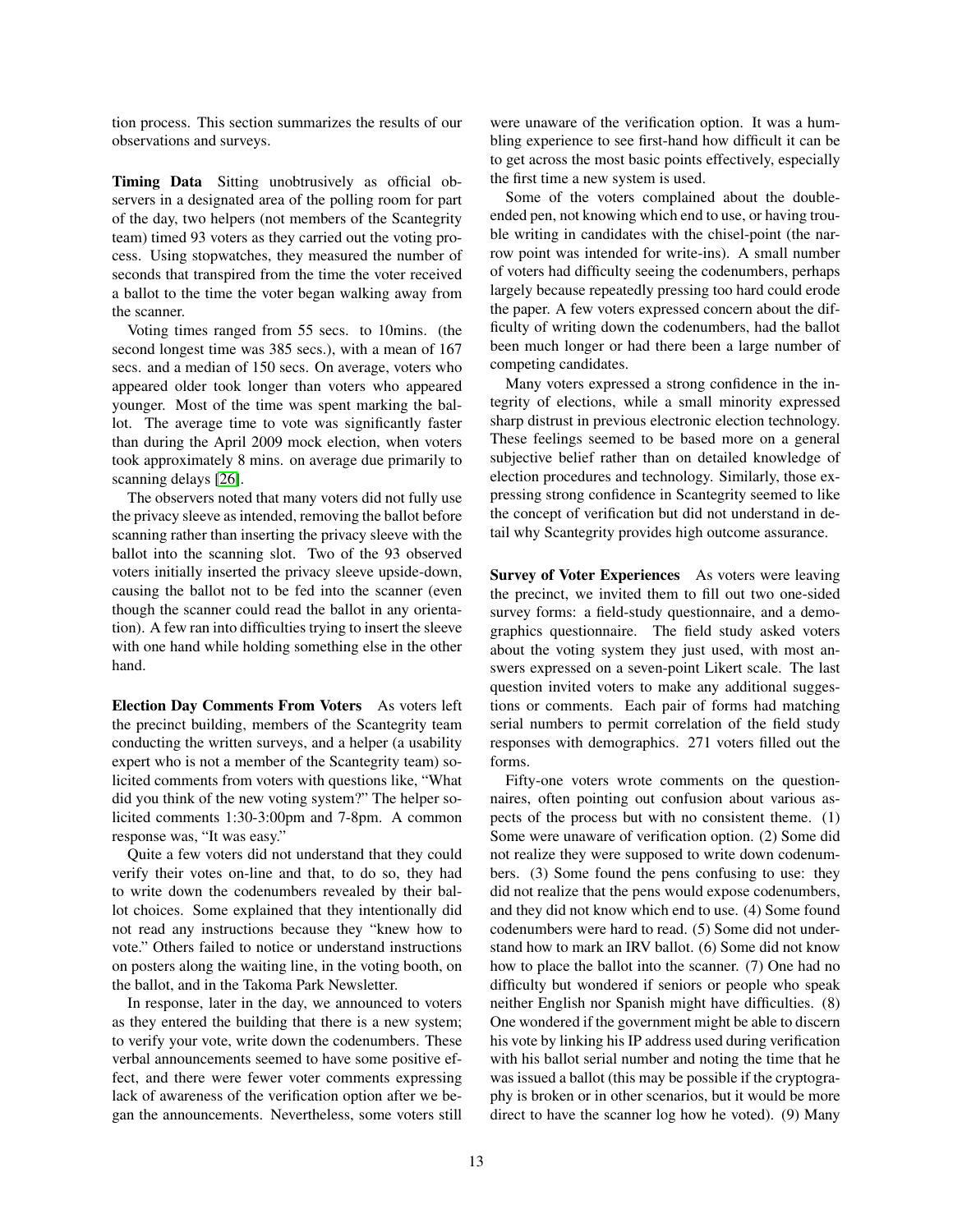tion process. This section summarizes the results of our observations and surveys.

**Timing Data** Sitting unobtrusively as official observers in a designated area of the polling room for part of the day, two helpers (not members of the Scantegrity team) timed 93 voters as they carried out the voting process. Using stopwatches, they measured the number of seconds that transpired from the time the voter received a ballot to the time the voter began walking away from the scanner.

Voting times ranged from 55 secs. to 10mins. (the second longest time was 385 secs.), with a mean of 167 secs. and a median of 150 secs. On average, voters who appeared older took longer than voters who appeared younger. Most of the time was spent marking the ballot. The average time to vote was significantly faster than during the April 2009 mock election, when voters took approximately 8 mins. on average due primarily to scanning delays [26].

The observers noted that many voters did not fully use the privacy sleeve as intended, removing the ballot before scanning rather than inserting the privacy sleeve with the ballot into the scanning slot. Two of the 93 observed voters initially inserted the privacy sleeve upside-down, causing the ballot not to be fed into the scanner (even though the scanner could read the ballot in any orientation). A few ran into difficulties trying to insert the sleeve with one hand while holding something else in the other hand.

**Election Day Comments From Voters** As voters left the precinct building, members of the Scantegrity team conducting the written surveys, and a helper (a usability expert who is not a member of the Scantegrity team) solicited comments from voters with questions like, "What did you think of the new voting system?" The helper solicited comments 1:30-3:00pm and 7-8pm. A common response was, "It was easy."

Quite a few voters did not understand that they could verify their votes on-line and that, to do so, they had to write down the codenumbers revealed by their ballot choices. Some explained that they intentionally did not read any instructions because they "knew how to vote." Others failed to notice or understand instructions on posters along the waiting line, in the voting booth, on the ballot, and in the Takoma Park Newsletter.

In response, later in the day, we announced to voters as they entered the building that there is a new system; to verify your vote, write down the codenumbers. These verbal announcements seemed to have some positive effect, and there were fewer voter comments expressing lack of awareness of the verification option after we began the announcements. Nevertheless, some voters still were unaware of the verification option. It was a humbling experience to see first-hand how difficult it can be to get across the most basic points effectively, especially the first time a new system is used.

Some of the voters complained about the double-ended pen, not knowing which end to use, or having trouble writing in candidates with the chisel-point (the narrow point was intended for write-ins). A small number of voters had difficulty seeing the codenumbers, perhaps largely because repeatedly pressing too hard could erode the paper. A few voters expressed concern about the difficulty of writing down the codenumbers, had the ballot been much longer or had there been a large number of competing candidates.

Many voters expressed a strong confidence in the integrity of elections, while a small minority expressed sharp distrust in previous electronic election technology. These feelings seemed to be based more on a general subjective belief rather than on detailed knowledge of election procedures and technology. Similarly, those expressing strong confidence in Scantegrity seemed to like the concept of verification but did not understand in detail why Scantegrity provides high outcome assurance.

**Survey of Voter Experiences** As voters were leaving the precinct, we invited them to fill out two one-sided survey forms: a field-study questionnaire, and a demographics questionnaire. The field study asked voters about the voting system they just used, with most answers expressed on a seven-point Likert scale. The last question invited voters to make any additional suggestions or comments. Each pair of forms had matching serial numbers to permit correlation of the field study responses with demographics. 271 voters filled out the forms.

Fifty-one voters wrote comments on the questionnaires, often pointing out confusion about various aspects of the process but with no consistent theme. (1) Some were unaware of verification option. (2) Some did not realize they were supposed to write down codenumbers. (3) Some found the pens confusing to use: they did not realize that the pens would expose codenumbers, and they did not know which end to use. (4) Some found codenumbers were hard to read. (5) Some did not understand how to mark an IRV ballot. (6) Some did not know how to place the ballot into the scanner. (7) One had no difficulty but wondered if seniors or people who speak neither English nor Spanish might have difficulties. (8) One wondered if the government might be able to discern his vote by linking his IP address used during verification with his ballot serial number and noting the time that he was issued a ballot (this may be possible if the cryptography is broken or in other scenarios, but it would be more direct to have the scanner log how he voted). (9) Many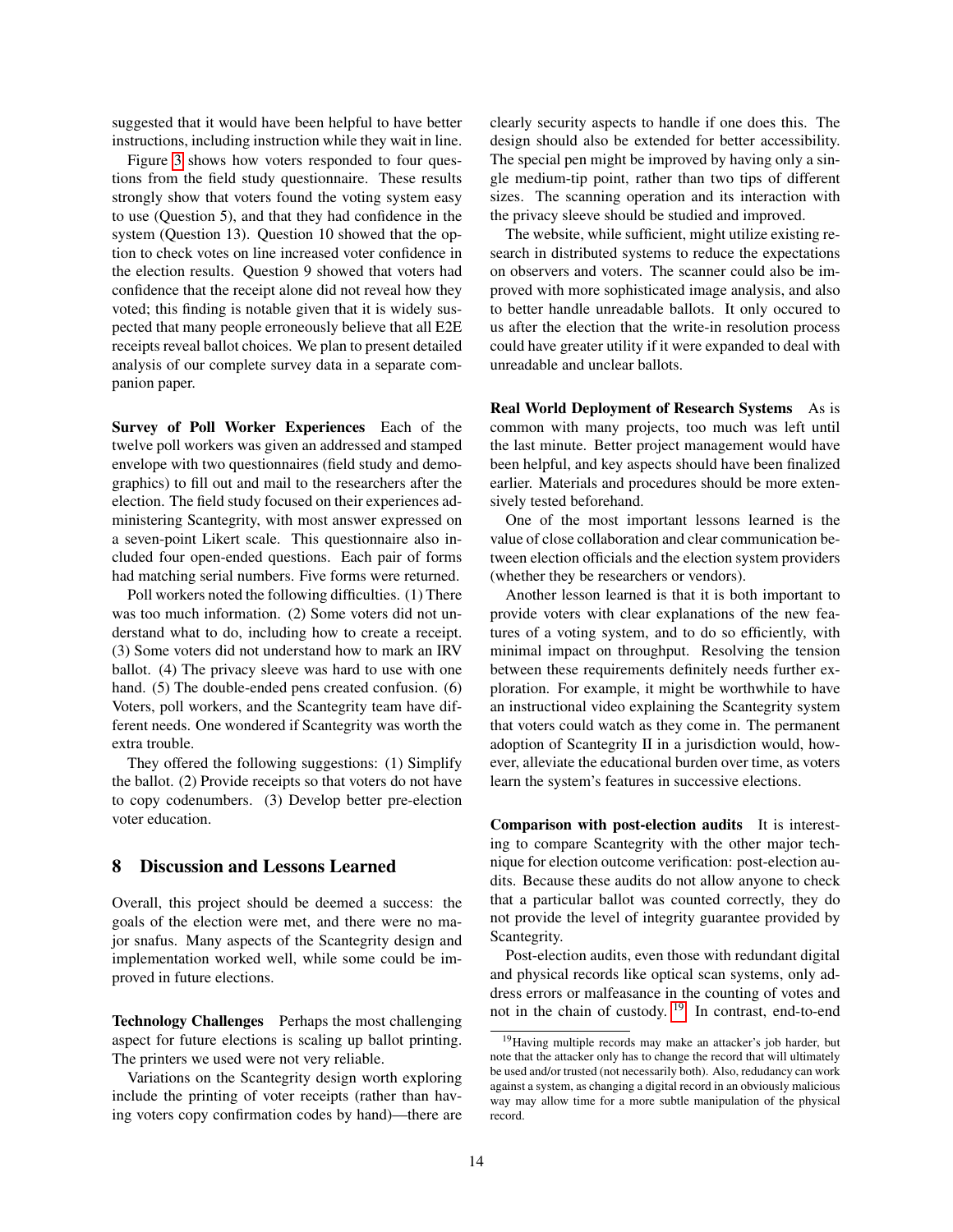suggested that it would have been helpful to have better instructions, including instruction while they wait in line.

Figure 3 shows how voters responded to four questions from the field study questionnaire. These results strongly show that voters found the voting system easy to use (Question 5), and that they had confidence in the system (Question 13). Question 10 showed that the option to check votes on line increased voter confidence in the election results. Question 9 showed that voters had confidence that the receipt alone did not reveal how they voted; this finding is notable given that it is widely suspected that many people erroneously believe that all E2E receipts reveal ballot choices. We plan to present detailed analysis of our complete survey data in a separate companion paper.

**Survey of Poll Worker Experiences** Each of the twelve poll workers was given an addressed and stamped envelope with two questionnaires (field study and demographics) to fill out and mail to the researchers after the election. The field study focused on their experiences administering Scantegrity, with most answer expressed on a seven-point Likert scale. This questionnaire also included four open-ended questions. Each pair of forms had matching serial numbers. Five forms were returned.

Poll workers noted the following difficulties. (1) There was too much information. (2) Some voters did not understand what to do, including how to create a receipt. (3) Some voters did not understand how to mark an IRV ballot. (4) The privacy sleeve was hard to use with one hand. (5) The double-ended pens created confusion. (6) Voters, poll workers, and the Scantegrity team have different needs. One wondered if Scantegrity was worth the extra trouble.

They offered the following suggestions: (1) Simplify the ballot. (2) Provide receipts so that voters do not have to copy codenumbers. (3) Develop better pre-election voter education.

## 8 Discussion and Lessons Learned

Overall, this project should be deemed a success: the goals of the election were met, and there were no major snafus. Many aspects of the Scantegrity design and implementation worked well, while some could be improved in future elections.

**Technology Challenges** Perhaps the most challenging aspect for future elections is scaling up ballot printing. The printers we used were not very reliable.

Variations on the Scantegrity design worth exploring include the printing of voter receipts (rather than having voters copy confirmation codes by hand)—there are clearly security aspects to handle if one does this. The design should also be extended for better accessibility. The special pen might be improved by having only a single medium-tip point, rather than two tips of different sizes. The scanning operation and its interaction with the privacy sleeve should be studied and improved.

The website, while sufficient, might utilize existing research in distributed systems to reduce the expectations on observers and voters. The scanner could also be improved with more sophisticated image analysis, and also to better handle unreadable ballots. It only occured to us after the election that the write-in resolution process could have greater utility if it were expanded to deal with unreadable and unclear ballots.

**Real World Deployment of Research Systems** As is common with many projects, too much was left until the last minute. Better project management would have been helpful, and key aspects should have been finalized earlier. Materials and procedures should be more extensively tested beforehand.

One of the most important lessons learned is the value of close collaboration and clear communication between election officials and the election system providers (whether they be researchers or vendors).

Another lesson learned is that it is both important to provide voters with clear explanations of the new features of a voting system, and to do so efficiently, with minimal impact on throughput. Resolving the tension between these requirements definitely needs further exploration. For example, it might be worthwhile to have an instructional video explaining the Scantegrity system that voters could watch as they come in. The permanent adoption of Scantegrity II in a jurisdiction would, however, alleviate the educational burden over time, as voters learn the system's features in successive elections.

**Comparison with post-election audits** It is interesting to compare Scantegrity with the other major technique for election outcome verification: post-election audits. Because these audits do not allow anyone to check that a particular ballot was counted correctly, they do not provide the level of integrity guarantee provided by Scantegrity.

Post-election audits, even those with redundant digital and physical records like optical scan systems, only address errors or malfeasance in the counting of votes and not in the chain of custody. [19] In contrast, end-to-end

[19] Having multiple records may make an attacker's job harder, but note that the attacker only has to change the record that will ultimately be used and/or trusted (not necessarily both). Also, redudancy can work against a system, as changing a digital record in an obviously malicious way may allow time for a more subtle manipulation of the physical record.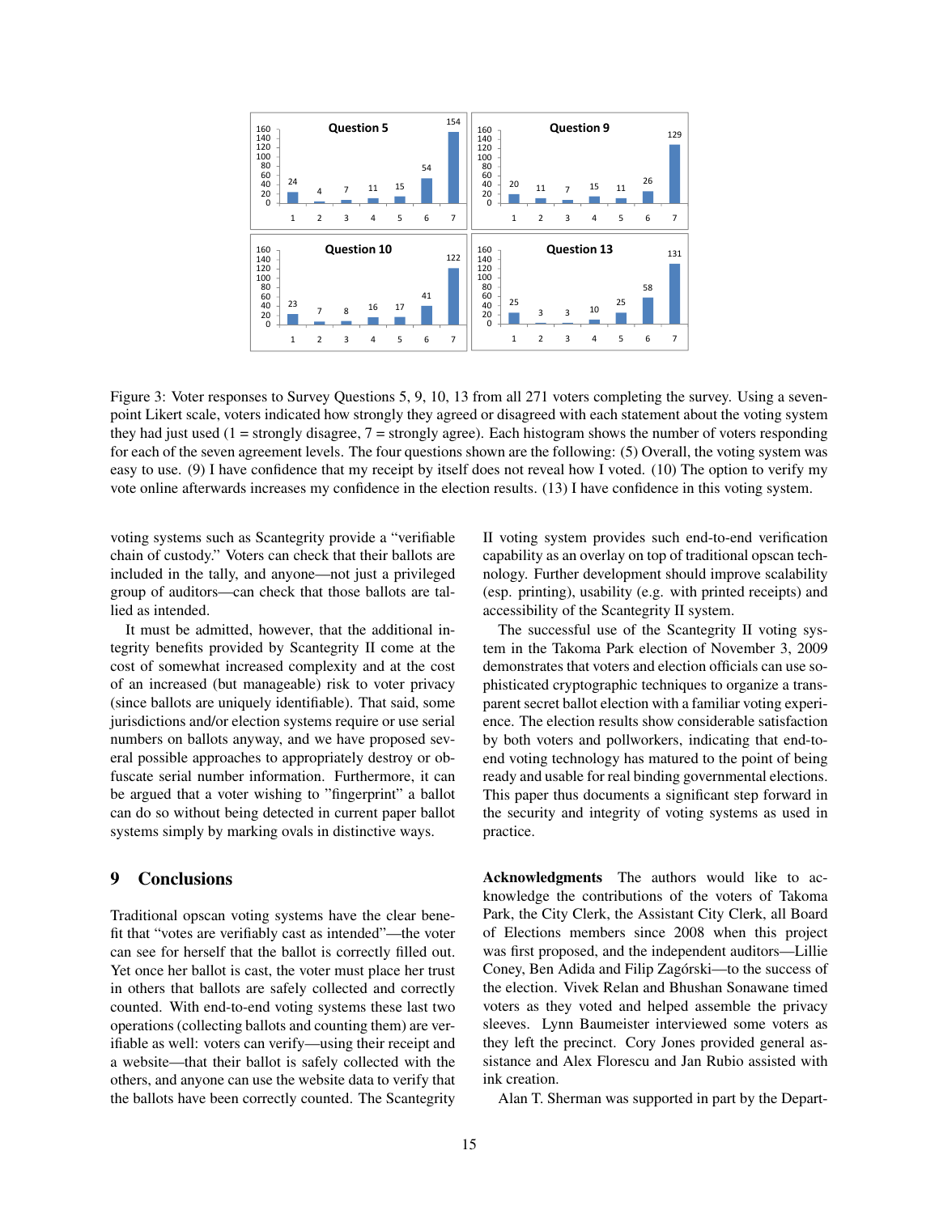Figure 3: Voter responses to Survey Questions 5, 9, 10, 13 from all 271 voters completing the survey. Using a seven-point Likert scale, voters indicated how strongly they agreed or disagreed with each statement about the voting system they had just used (1 = strongly disagree, 7 = strongly agree). Each histogram shows the number of voters responding for each of the seven agreement levels. The four questions shown are the following: (5) Overall, the voting system was easy to use. (9) I have confidence that my receipt by itself does not reveal how I voted. (10) The option to verify my vote online afterwards increases my confidence in the election results. (13) I have confidence in this voting system.

voting systems such as Scantegrity provide a "verifiable chain of custody." Voters can check that their ballots are included in the tally, and anyone—not just a privileged group of auditors—can check that those ballots are tallied as intended.

It must be admitted, however, that the additional integrity benefits provided by Scantegrity II come at the cost of somewhat increased complexity and at the cost of an increased (but manageable) risk to voter privacy (since ballots are uniquely identifiable). That said, some jurisdictions and/or election systems require or use serial numbers on ballots anyway, and we have proposed several possible approaches to appropriately destroy or obfuscate serial number information. Furthermore, it can be argued that a voter wishing to "fingerprint" a ballot can do so without being detected in current paper ballot systems simply by marking ovals in distinctive ways.

## 9 Conclusions

Traditional opscan voting systems have the clear benefit that "votes are verifiably cast as intended"—the voter can see for herself that the ballot is correctly filled out. Yet once her ballot is cast, the voter must place her trust in others that ballots are safely collected and correctly counted. With end-to-end voting systems these last two operations (collecting ballots and counting them) are verifiable as well: voters can verify—using their receipt and a website—that their ballot is safely collected with the others, and anyone can use the website data to verify that the ballots have been correctly counted. The Scantegrity II voting system provides such end-to-end verification capability as an overlay on top of traditional opscan technology. Further development should improve scalability (esp. printing), usability (e.g. with printed receipts) and accessibility of the Scantegrity II system.

The successful use of the Scantegrity II voting system in the Takoma Park election of November 3, 2009 demonstrates that voters and election officials can use sophisticated cryptographic techniques to organize a transparent secret ballot election with a familiar voting experience. The election results show considerable satisfaction by both voters and pollworkers, indicating that end-to-end voting technology has matured to the point of being ready and usable for real binding governmental elections. This paper thus documents a significant step forward in the security and integrity of voting systems as used in practice.

**Acknowledgments** The authors would like to acknowledge the contributions of the voters of Takoma Park, the City Clerk, the Assistant City Clerk, all Board of Elections members since 2008 when this project was first proposed, and the independent auditors—Lillie Coney, Ben Adida and Filip Zagórski—to the success of the election. Vivek Relan and Bhushan Sonawane timed voters as they voted and helped assemble the privacy sleeves. Lynn Baumeister interviewed some voters as they left the precinct. Cory Jones provided general assistance and Alex Florescu and Jan Rubio assisted with ink creation.

Alan T. Sherman was supported in part by the Depart-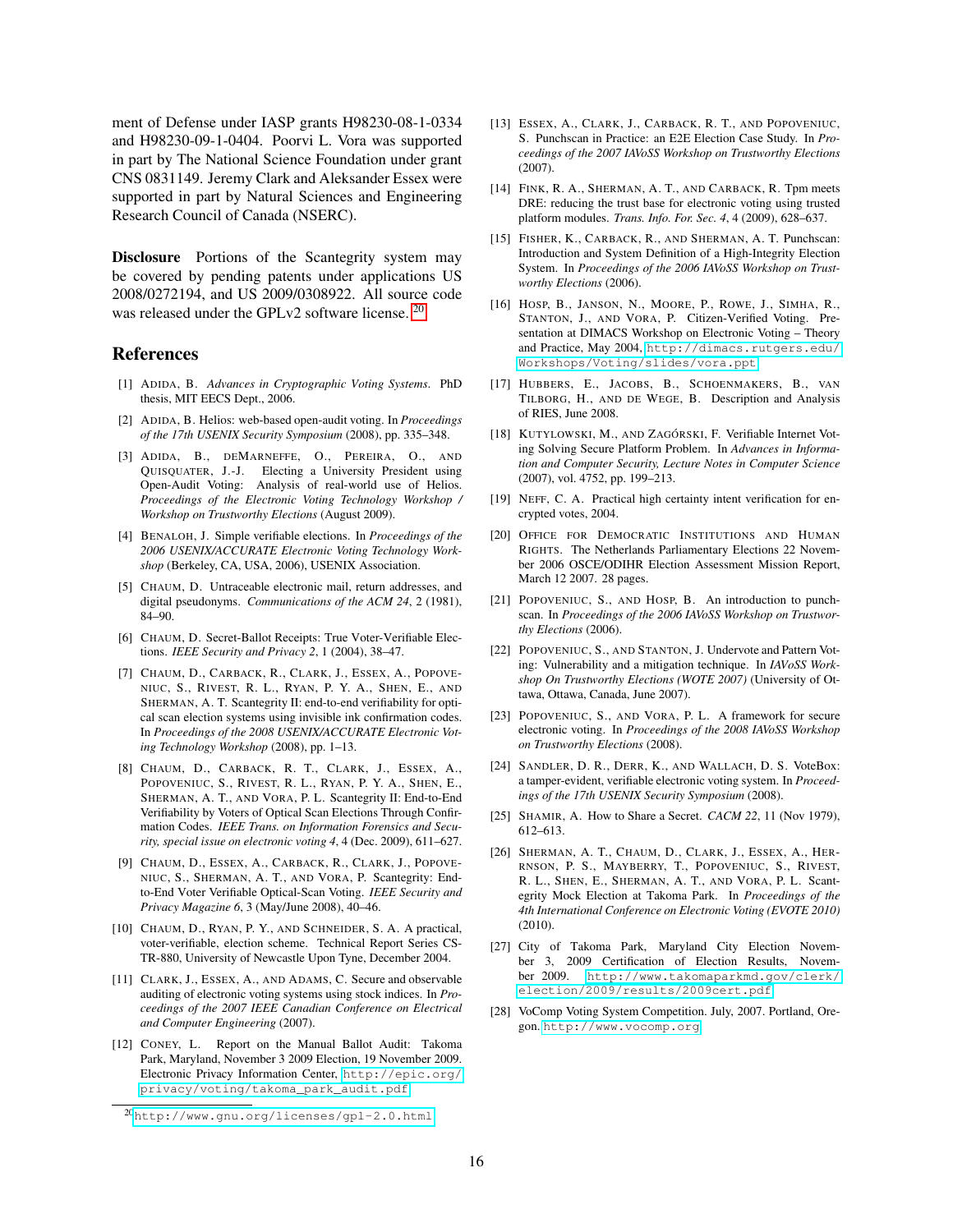ment of Defense under IASP grants H98230-08-1-0334 and H98230-09-1-0404. Poorvi L. Vora was supported in part by The National Science Foundation under grant CNS 0831149. Jeremy Clark and Aleksander Essex were supported in part by Natural Sciences and Engineering Research Council of Canada (NSERC).

**Disclosure** Portions of the Scantegrity system may be covered by pending patents under applications US 2008/0272194, and US 2009/0308922. All source code was released under the GPLv2 software license. [20]

## References

[1] ADIDA, B. *Advances in Cryptographic Voting Systems*. PhD thesis, MIT EECS Dept., 2006.

[2] ADIDA, B. Helios: web-based open-audit voting. In *Proceedings of the 17th USENIX Security Symposium* (2008), pp. 335–348.

[3] ADIDA, B., DEMARNEFFE, O., PEREIRA, O., AND QUISQUATER, J.-J. Electing a University President using Open-Audit Voting: Analysis of real-world use of Helios. *Proceedings of the Electronic Voting Technology Workshop / Workshop on Trustworthy Elections* (August 2009).

[4] BENALOH, J. Simple verifiable elections. In *Proceedings of the 2006 USENIX/ACCURATE Electronic Voting Technology Workshop* (Berkeley, CA, USA, 2006), USENIX Association.

[5] CHAUM, D. Untraceable electronic mail, return addresses, and digital pseudonyms. *Communications of the ACM 24*, 2 (1981), 84–90.

[6] CHAUM, D. Secret-Ballot Receipts: True Voter-Verifiable Elections. *IEEE Security and Privacy 2*, 1 (2004), 38–47.

[7] CHAUM, D., CARBACK, R., CLARK, J., ESSEX, A., POPOVENIUC, S., RIVEST, R. L., RYAN, P. Y. A., SHEN, E., AND SHERMAN, A. T. Scantegrity II: end-to-end verifiability for optical scan election systems using invisible ink confirmation codes. In *Proceedings of the 2008 USENIX/ACCURATE Electronic Voting Technology Workshop* (2008), pp. 1–13.

[8] CHAUM, D., CARBACK, R. T., CLARK, J., ESSEX, A., POPOVENIUC, S., RIVEST, R. L., RYAN, P. Y. A., SHEN, E., SHERMAN, A. T., AND VORA, P. L. Scantegrity II: End-to-End Verifiability by Voters of Optical Scan Elections Through Confirmation Codes. *IEEE Trans. on Information Forensics and Security, special issue on electronic voting 4*, 4 (Dec. 2009), 611–627.

[9] CHAUM, D., ESSEX, A., CARBACK, R., CLARK, J., POPOVENIUC, S., SHERMAN, A. T., AND VORA, P. Scantegrity: End-to-End Voter Verifiable Optical-Scan Voting. *IEEE Security and Privacy Magazine 6*, 3 (May/June 2008), 40–46.

[10] CHAUM, D., RYAN, P. Y., AND SCHNEIDER, S. A. A practical, voter-verifiable, election scheme. Technical Report Series CS-TR-880, University of Newcastle Upon Tyne, December 2004.

[11] CLARK, J., ESSEX, A., AND ADAMS, C. Secure and observable auditing of electronic voting systems using stock indices. In *Proceedings of the 2007 IEEE Canadian Conference on Electrical and Computer Engineering* (2007).

[12] CONEY, L. Report on the Manual Ballot Audit: Takoma Park, Maryland, November 3 2009 Election, 19 November 2009. Electronic Privacy Information Center, http://epic.org/privacy/voting/takoma_park_audit.pdf.

[13] ESSEX, A., CLARK, J., CARBACK, R. T., AND POPOVENIUC, S. Punchscan in Practice: an E2E Election Case Study. In *Proceedings of the 2007 IAVoSS Workshop on Trustworthy Elections* (2007).

[14] FINK, R. A., SHERMAN, A. T., AND CARBACK, R. Tpm meets DRE: reducing the trust base for electronic voting using trusted platform modules. *Trans. Info. For. Sec. 4*, 4 (2009), 628–637.

[15] FISHER, K., CARBACK, R., AND SHERMAN, A. T. Punchscan: Introduction and System Definition of a High-Integrity Election System. In *Proceedings of the 2006 IAVoSS Workshop on Trustworthy Elections* (2006).

[16] HOSP, B., JANSON, N., MOORE, P., ROWE, J., SIMHA, R., STANTON, J., AND VORA, P. Citizen-Verified Voting. Presentation at DIMACS Workshop on Electronic Voting – Theory and Practice, May 2004, http://dimacs.rutgers.edu/Workshops/Voting/slides/vora.ppt.

[17] HUBBERS, E., JACOBS, B., SCHOENMAKERS, B., VAN TILBORG, H., AND DE WEGE, B. Description and Analysis of RIES, June 2008.

[18] KUTYLOWSKI, M., AND ZAGÓRSKI, F. Verifiable Internet Voting Solving Secure Platform Problem. In *Advances in Information and Computer Security, Lecture Notes in Computer Science* (2007), vol. 4752, pp. 199–213.

[19] NEFF, C. A. Practical high certainty intent verification for encrypted votes, 2004.

[20] OFFICE FOR DEMOCRATIC INSTITUTIONS AND HUMAN RIGHTS. The Netherlands Parliamentary Elections 22 November 2006 OSCE/ODIHR Election Assessment Mission Report, March 12 2007. 28 pages.

[21] POPOVENIUC, S., AND HOSP, B. An introduction to punchscan. In *Proceedings of the 2006 IAVoSS Workshop on Trustworthy Elections* (2006).

[22] POPOVENIUC, S., AND STANTON, J. Undervote and Pattern Voting: Vulnerability and a mitigation technique. In *IAVoSS Workshop On Trustworthy Elections (WOTE 2007)* (University of Ottawa, Ottawa, Canada, June 2007).

[23] POPOVENIUC, S., AND VORA, P. L. A framework for secure electronic voting. In *Proceedings of the 2008 IAVoSS Workshop on Trustworthy Elections* (2008).

[24] SANDLER, D. R., DERR, K., AND WALLACH, D. S. VoteBox: a tamper-evident, verifiable electronic voting system. In *Proceedings of the 17th USENIX Security Symposium* (2008).

[25] SHAMIR, A. How to Share a Secret. *CACM 22*, 11 (Nov 1979), 612–613.

[26] SHERMAN, A. T., CHAUM, D., CLARK, J., ESSEX, A., HERRNSON, P. S., MAYBERRY, T., POPOVENIUC, S., RIVEST, R. L., SHEN, E., SHERMAN, A. T., AND VORA, P. L. Scantegrity Mock Election at Takoma Park. In *Proceedings of the 4th International Conference on Electronic Voting (EVOTE 2010)* (2010).

[27] City of Takoma Park, Maryland City Election November 3, 2009 Certification of Election Results, November 2009. http://www.takomaparkmd.gov/clerk/election/2009/results/2009cert.pdf.

[28] VoComp Voting System Competition. July, 2007. Portland, Oregon. http://www.vocomp.org.

[20] http://www.gnu.org/licenses/gpl-2.0.html